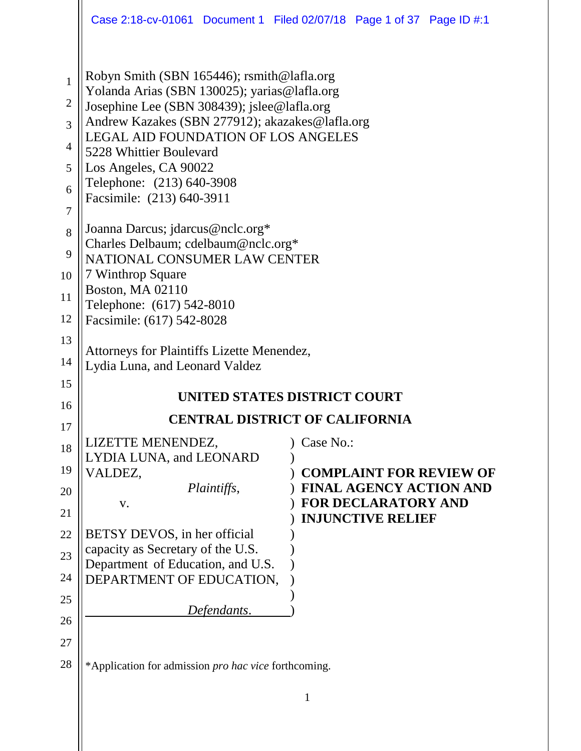Robyn Smith (SBN 165446); rsmith@lafla.org
Yolanda Arias (SBN 130025); yarias@lafla.org
Josephine Lee (SBN 308439); jslee@lafla.org
Andrew Kazakes (SBN 277912); akazakes@lafla.org
LEGAL AID FOUNDATION OF LOS ANGELES
5228 Whittier Boulevard
Los Angeles, CA 90022
Telephone: (213) 640-3908
Facsimile: (213) 640-3911

Joanna Darcus; jdarcus@nclc.org*
Charles Delbaum; cdelbaum@nclc.org*
NATIONAL CONSUMER LAW CENTER
7 Winthrop Square
Boston, MA 02110
Telephone: (617) 542-8010
Facsimile: (617) 542-8028

Attorneys for Plaintiffs Lizette Menendez, Lydia Luna, and Leonard Valdez

**UNITED STATES DISTRICT COURT**

**CENTRAL DISTRICT OF CALIFORNIA**

| | |
|---|---|
| LIZETTE MENENDEZ, LYDIA LUNA, and LEONARD VALDEZ, *Plaintiffs*, v. BETSY DEVOS, in her official capacity as Secretary of the U.S. Department of Education, and U.S. DEPARTMENT OF EDUCATION, *Defendants*. | Case No.: **COMPLAINT FOR REVIEW OF FINAL AGENCY ACTION AND FOR DECLARATORY AND INJUNCTIVE RELIEF** |

*Application for admission *pro hac vice* forthcoming.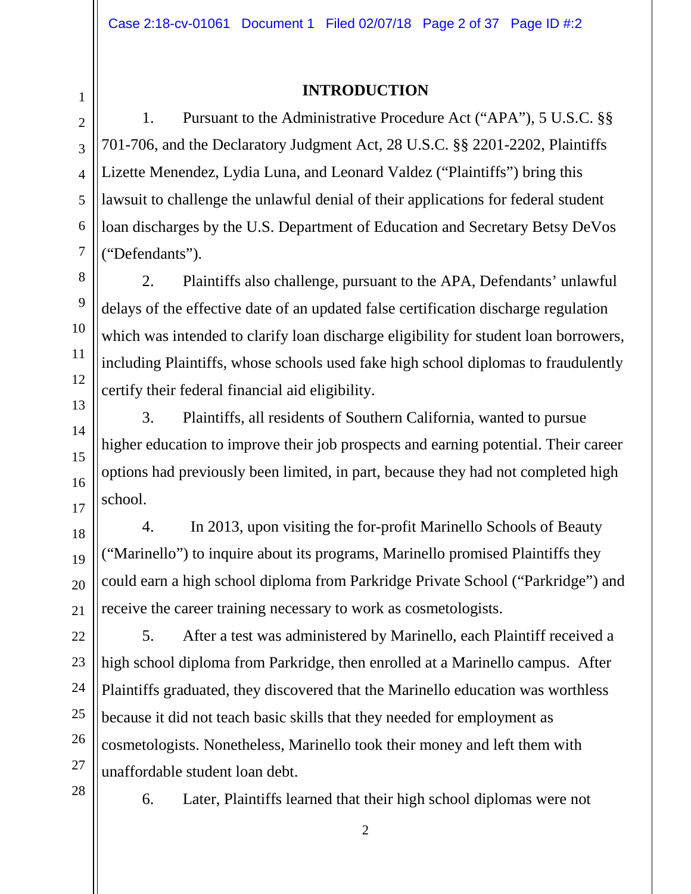## INTRODUCTION

1. Pursuant to the Administrative Procedure Act ("APA"), 5 U.S.C. §§ 701-706, and the Declaratory Judgment Act, 28 U.S.C. §§ 2201-2202, Plaintiffs Lizette Menendez, Lydia Luna, and Leonard Valdez ("Plaintiffs") bring this lawsuit to challenge the unlawful denial of their applications for federal student loan discharges by the U.S. Department of Education and Secretary Betsy DeVos ("Defendants").

2. Plaintiffs also challenge, pursuant to the APA, Defendants' unlawful delays of the effective date of an updated false certification discharge regulation which was intended to clarify loan discharge eligibility for student loan borrowers, including Plaintiffs, whose schools used fake high school diplomas to fraudulently certify their federal financial aid eligibility.

3. Plaintiffs, all residents of Southern California, wanted to pursue higher education to improve their job prospects and earning potential. Their career options had previously been limited, in part, because they had not completed high school.

4. In 2013, upon visiting the for-profit Marinello Schools of Beauty ("Marinello") to inquire about its programs, Marinello promised Plaintiffs they could earn a high school diploma from Parkridge Private School ("Parkridge") and receive the career training necessary to work as cosmetologists.

5. After a test was administered by Marinello, each Plaintiff received a high school diploma from Parkridge, then enrolled at a Marinello campus. After Plaintiffs graduated, they discovered that the Marinello education was worthless because it did not teach basic skills that they needed for employment as cosmetologists. Nonetheless, Marinello took their money and left them with unaffordable student loan debt.

6. Later, Plaintiffs learned that their high school diplomas were not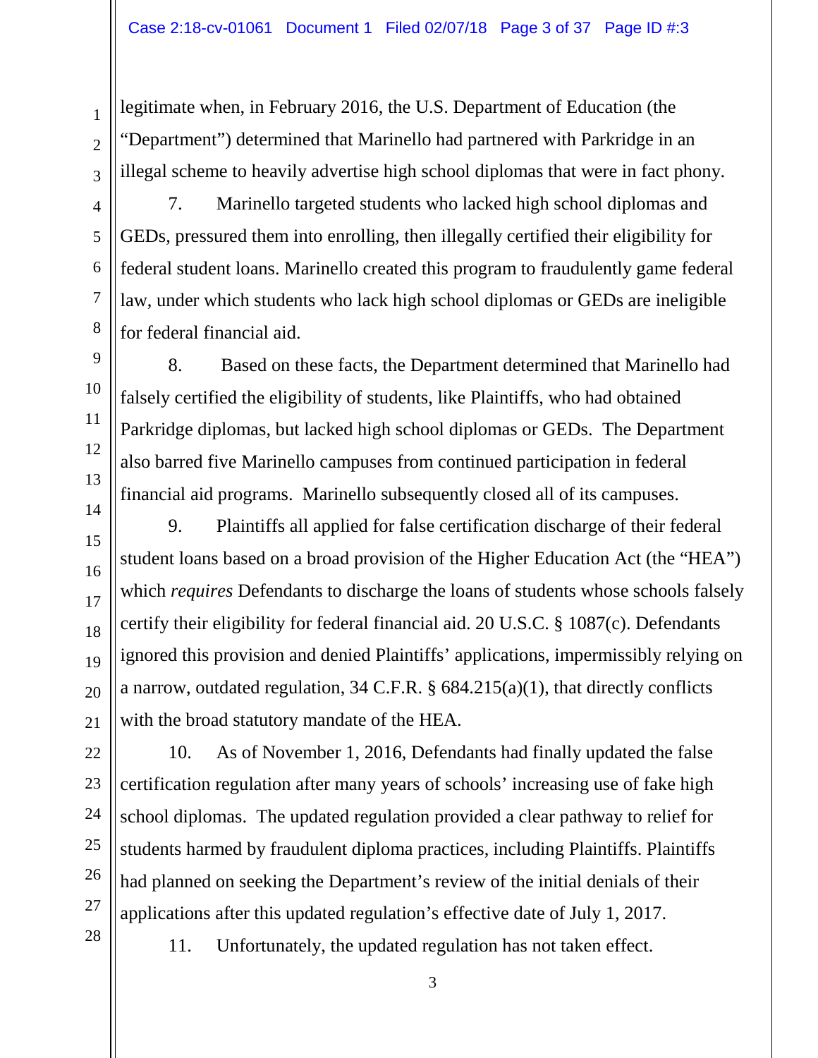legitimate when, in February 2016, the U.S. Department of Education (the "Department") determined that Marinello had partnered with Parkridge in an illegal scheme to heavily advertise high school diplomas that were in fact phony.

7. Marinello targeted students who lacked high school diplomas and GEDs, pressured them into enrolling, then illegally certified their eligibility for federal student loans. Marinello created this program to fraudulently game federal law, under which students who lack high school diplomas or GEDs are ineligible for federal financial aid.

8. Based on these facts, the Department determined that Marinello had falsely certified the eligibility of students, like Plaintiffs, who had obtained Parkridge diplomas, but lacked high school diplomas or GEDs. The Department also barred five Marinello campuses from continued participation in federal financial aid programs. Marinello subsequently closed all of its campuses.

9. Plaintiffs all applied for false certification discharge of their federal student loans based on a broad provision of the Higher Education Act (the "HEA") which *requires* Defendants to discharge the loans of students whose schools falsely certify their eligibility for federal financial aid. 20 U.S.C. § 1087(c). Defendants ignored this provision and denied Plaintiffs' applications, impermissibly relying on a narrow, outdated regulation, 34 C.F.R. § 684.215(a)(1), that directly conflicts with the broad statutory mandate of the HEA.

10. As of November 1, 2016, Defendants had finally updated the false certification regulation after many years of schools' increasing use of fake high school diplomas. The updated regulation provided a clear pathway to relief for students harmed by fraudulent diploma practices, including Plaintiffs. Plaintiffs had planned on seeking the Department's review of the initial denials of their applications after this updated regulation's effective date of July 1, 2017.

11. Unfortunately, the updated regulation has not taken effect.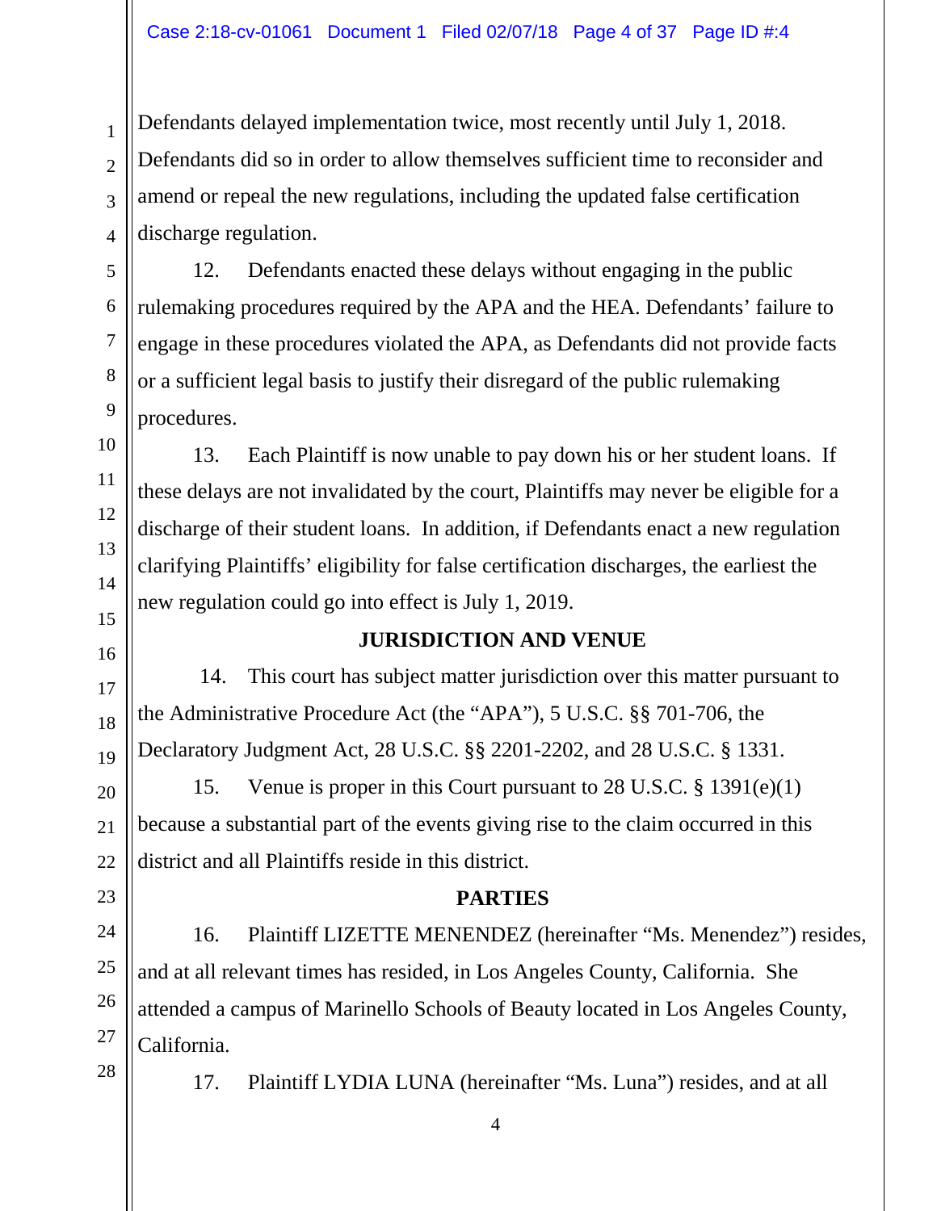Defendants delayed implementation twice, most recently until July 1, 2018. Defendants did so in order to allow themselves sufficient time to reconsider and amend or repeal the new regulations, including the updated false certification discharge regulation.

12. Defendants enacted these delays without engaging in the public rulemaking procedures required by the APA and the HEA. Defendants' failure to engage in these procedures violated the APA, as Defendants did not provide facts or a sufficient legal basis to justify their disregard of the public rulemaking procedures.

13. Each Plaintiff is now unable to pay down his or her student loans. If these delays are not invalidated by the court, Plaintiffs may never be eligible for a discharge of their student loans. In addition, if Defendants enact a new regulation clarifying Plaintiffs' eligibility for false certification discharges, the earliest the new regulation could go into effect is July 1, 2019.

## JURISDICTION AND VENUE

14. This court has subject matter jurisdiction over this matter pursuant to the Administrative Procedure Act (the "APA"), 5 U.S.C. §§ 701-706, the Declaratory Judgment Act, 28 U.S.C. §§ 2201-2202, and 28 U.S.C. § 1331.

15. Venue is proper in this Court pursuant to 28 U.S.C. § 1391(e)(1) because a substantial part of the events giving rise to the claim occurred in this district and all Plaintiffs reside in this district.

## PARTIES

16. Plaintiff LIZETTE MENENDEZ (hereinafter "Ms. Menendez") resides, and at all relevant times has resided, in Los Angeles County, California. She attended a campus of Marinello Schools of Beauty located in Los Angeles County, California.

17. Plaintiff LYDIA LUNA (hereinafter "Ms. Luna") resides, and at all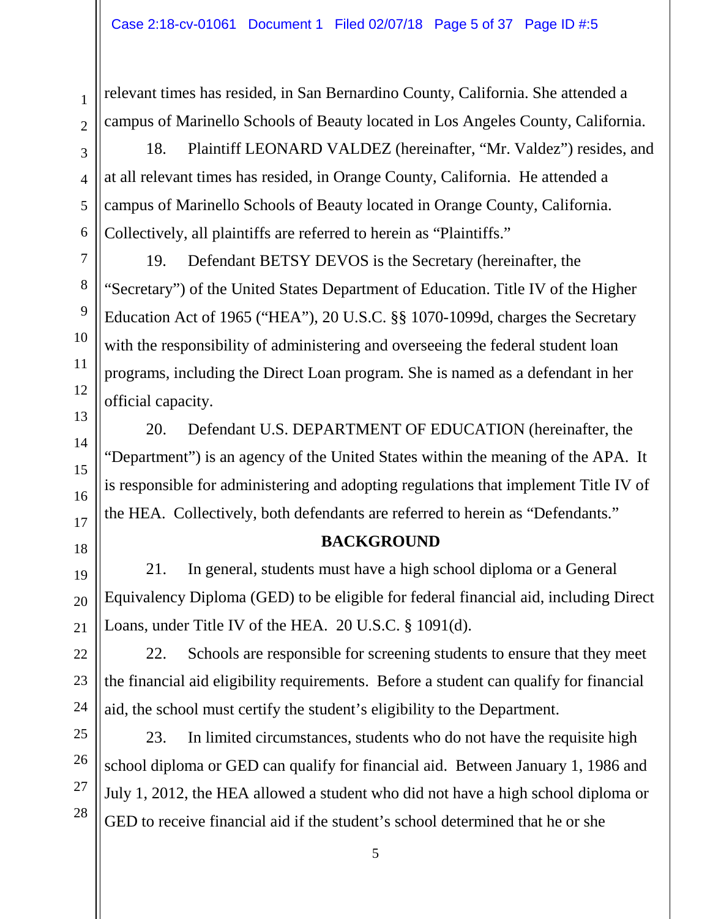relevant times has resided, in San Bernardino County, California. She attended a campus of Marinello Schools of Beauty located in Los Angeles County, California.

18. Plaintiff LEONARD VALDEZ (hereinafter, "Mr. Valdez") resides, and at all relevant times has resided, in Orange County, California. He attended a campus of Marinello Schools of Beauty located in Orange County, California. Collectively, all plaintiffs are referred to herein as "Plaintiffs."

19. Defendant BETSY DEVOS is the Secretary (hereinafter, the "Secretary") of the United States Department of Education. Title IV of the Higher Education Act of 1965 ("HEA"), 20 U.S.C. §§ 1070-1099d, charges the Secretary with the responsibility of administering and overseeing the federal student loan programs, including the Direct Loan program. She is named as a defendant in her official capacity.

20. Defendant U.S. DEPARTMENT OF EDUCATION (hereinafter, the "Department") is an agency of the United States within the meaning of the APA. It is responsible for administering and adopting regulations that implement Title IV of the HEA. Collectively, both defendants are referred to herein as "Defendants."

## BACKGROUND

21. In general, students must have a high school diploma or a General Equivalency Diploma (GED) to be eligible for federal financial aid, including Direct Loans, under Title IV of the HEA. 20 U.S.C. § 1091(d).

22. Schools are responsible for screening students to ensure that they meet the financial aid eligibility requirements. Before a student can qualify for financial aid, the school must certify the student's eligibility to the Department.

23. In limited circumstances, students who do not have the requisite high school diploma or GED can qualify for financial aid. Between January 1, 1986 and July 1, 2012, the HEA allowed a student who did not have a high school diploma or GED to receive financial aid if the student's school determined that he or she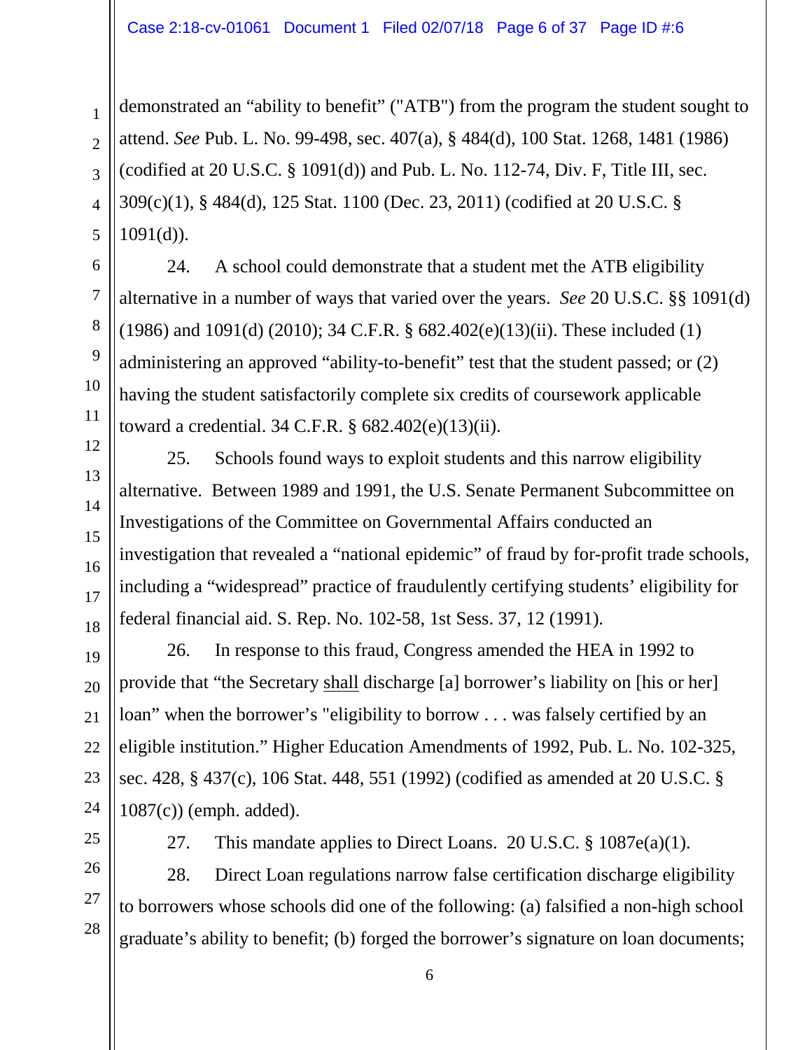demonstrated an "ability to benefit" ("ATB") from the program the student sought to attend. *See* Pub. L. No. 99-498, sec. 407(a), § 484(d), 100 Stat. 1268, 1481 (1986) (codified at 20 U.S.C. § 1091(d)) and Pub. L. No. 112-74, Div. F, Title III, sec. 309(c)(1), § 484(d), 125 Stat. 1100 (Dec. 23, 2011) (codified at 20 U.S.C. § 1091(d)).

24. A school could demonstrate that a student met the ATB eligibility alternative in a number of ways that varied over the years. *See* 20 U.S.C. §§ 1091(d) (1986) and 1091(d) (2010); 34 C.F.R. § 682.402(e)(13)(ii). These included (1) administering an approved "ability-to-benefit" test that the student passed; or (2) having the student satisfactorily complete six credits of coursework applicable toward a credential. 34 C.F.R. § 682.402(e)(13)(ii).

25. Schools found ways to exploit students and this narrow eligibility alternative. Between 1989 and 1991, the U.S. Senate Permanent Subcommittee on Investigations of the Committee on Governmental Affairs conducted an investigation that revealed a "national epidemic" of fraud by for-profit trade schools, including a "widespread" practice of fraudulently certifying students' eligibility for federal financial aid. S. Rep. No. 102-58, 1st Sess. 37, 12 (1991).

26. In response to this fraud, Congress amended the HEA in 1992 to provide that "the Secretary <u>shall</u> discharge [a] borrower's liability on [his or her] loan" when the borrower's "eligibility to borrow . . . was falsely certified by an eligible institution." Higher Education Amendments of 1992, Pub. L. No. 102-325, sec. 428, § 437(c), 106 Stat. 448, 551 (1992) (codified as amended at 20 U.S.C. § 1087(c)) (emph. added).

27. This mandate applies to Direct Loans. 20 U.S.C. § 1087e(a)(1).

28. Direct Loan regulations narrow false certification discharge eligibility to borrowers whose schools did one of the following: (a) falsified a non-high school graduate's ability to benefit; (b) forged the borrower's signature on loan documents;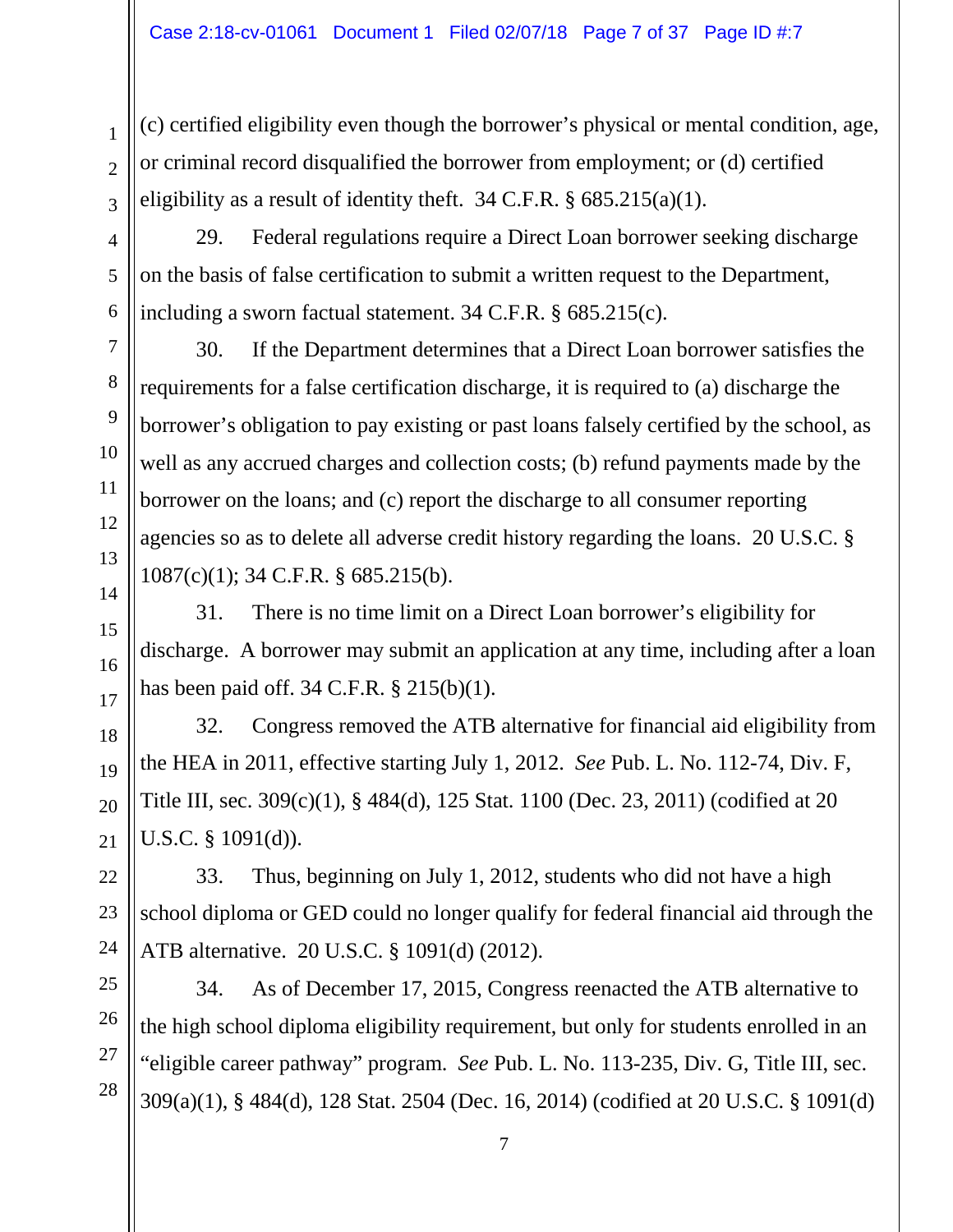(c) certified eligibility even though the borrower's physical or mental condition, age, or criminal record disqualified the borrower from employment; or (d) certified eligibility as a result of identity theft. 34 C.F.R. § 685.215(a)(1).

29. Federal regulations require a Direct Loan borrower seeking discharge on the basis of false certification to submit a written request to the Department, including a sworn factual statement. 34 C.F.R. § 685.215(c).

30. If the Department determines that a Direct Loan borrower satisfies the requirements for a false certification discharge, it is required to (a) discharge the borrower's obligation to pay existing or past loans falsely certified by the school, as well as any accrued charges and collection costs; (b) refund payments made by the borrower on the loans; and (c) report the discharge to all consumer reporting agencies so as to delete all adverse credit history regarding the loans. 20 U.S.C. § 1087(c)(1); 34 C.F.R. § 685.215(b).

31. There is no time limit on a Direct Loan borrower's eligibility for discharge. A borrower may submit an application at any time, including after a loan has been paid off. 34 C.F.R. § 215(b)(1).

32. Congress removed the ATB alternative for financial aid eligibility from the HEA in 2011, effective starting July 1, 2012. *See* Pub. L. No. 112-74, Div. F, Title III, sec. 309(c)(1), § 484(d), 125 Stat. 1100 (Dec. 23, 2011) (codified at 20 U.S.C. § 1091(d)).

33. Thus, beginning on July 1, 2012, students who did not have a high school diploma or GED could no longer qualify for federal financial aid through the ATB alternative. 20 U.S.C. § 1091(d) (2012).

34. As of December 17, 2015, Congress reenacted the ATB alternative to the high school diploma eligibility requirement, but only for students enrolled in an "eligible career pathway" program. *See* Pub. L. No. 113-235, Div. G, Title III, sec. 309(a)(1), § 484(d), 128 Stat. 2504 (Dec. 16, 2014) (codified at 20 U.S.C. § 1091(d)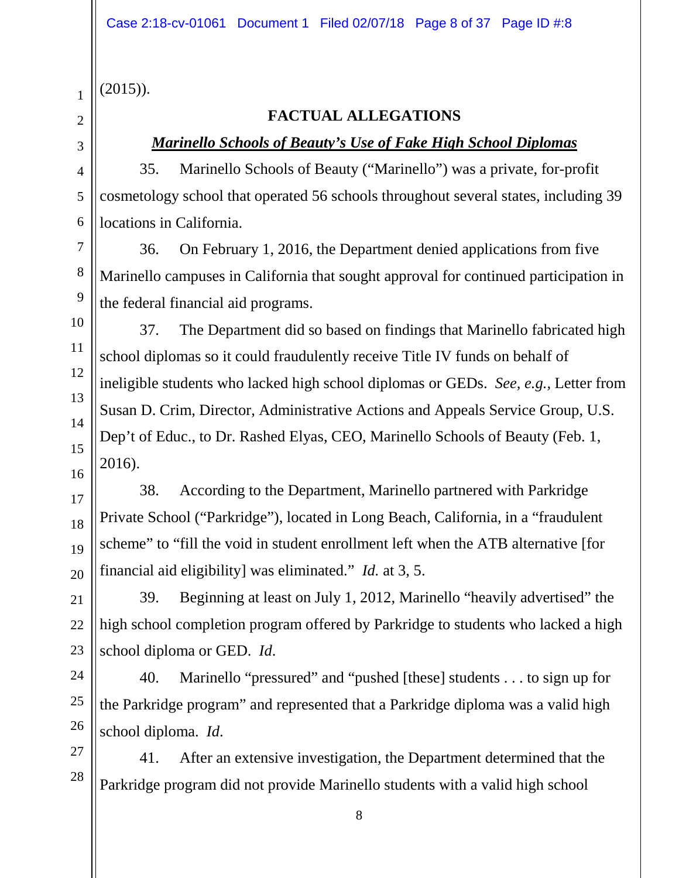(2015)).

## FACTUAL ALLEGATIONS

### ***Marinello Schools of Beauty's Use of Fake High School Diplomas***

35. Marinello Schools of Beauty ("Marinello") was a private, for-profit cosmetology school that operated 56 schools throughout several states, including 39 locations in California.

36. On February 1, 2016, the Department denied applications from five Marinello campuses in California that sought approval for continued participation in the federal financial aid programs.

37. The Department did so based on findings that Marinello fabricated high school diplomas so it could fraudulently receive Title IV funds on behalf of ineligible students who lacked high school diplomas or GEDs. *See, e.g.*, Letter from Susan D. Crim, Director, Administrative Actions and Appeals Service Group, U.S. Dep't of Educ., to Dr. Rashed Elyas, CEO, Marinello Schools of Beauty (Feb. 1, 2016).

38. According to the Department, Marinello partnered with Parkridge Private School ("Parkridge"), located in Long Beach, California, in a "fraudulent scheme" to "fill the void in student enrollment left when the ATB alternative [for financial aid eligibility] was eliminated." *Id.* at 3, 5.

39. Beginning at least on July 1, 2012, Marinello "heavily advertised" the high school completion program offered by Parkridge to students who lacked a high school diploma or GED. *Id.*

40. Marinello "pressured" and "pushed [these] students . . . to sign up for the Parkridge program" and represented that a Parkridge diploma was a valid high school diploma. *Id.*

41. After an extensive investigation, the Department determined that the Parkridge program did not provide Marinello students with a valid high school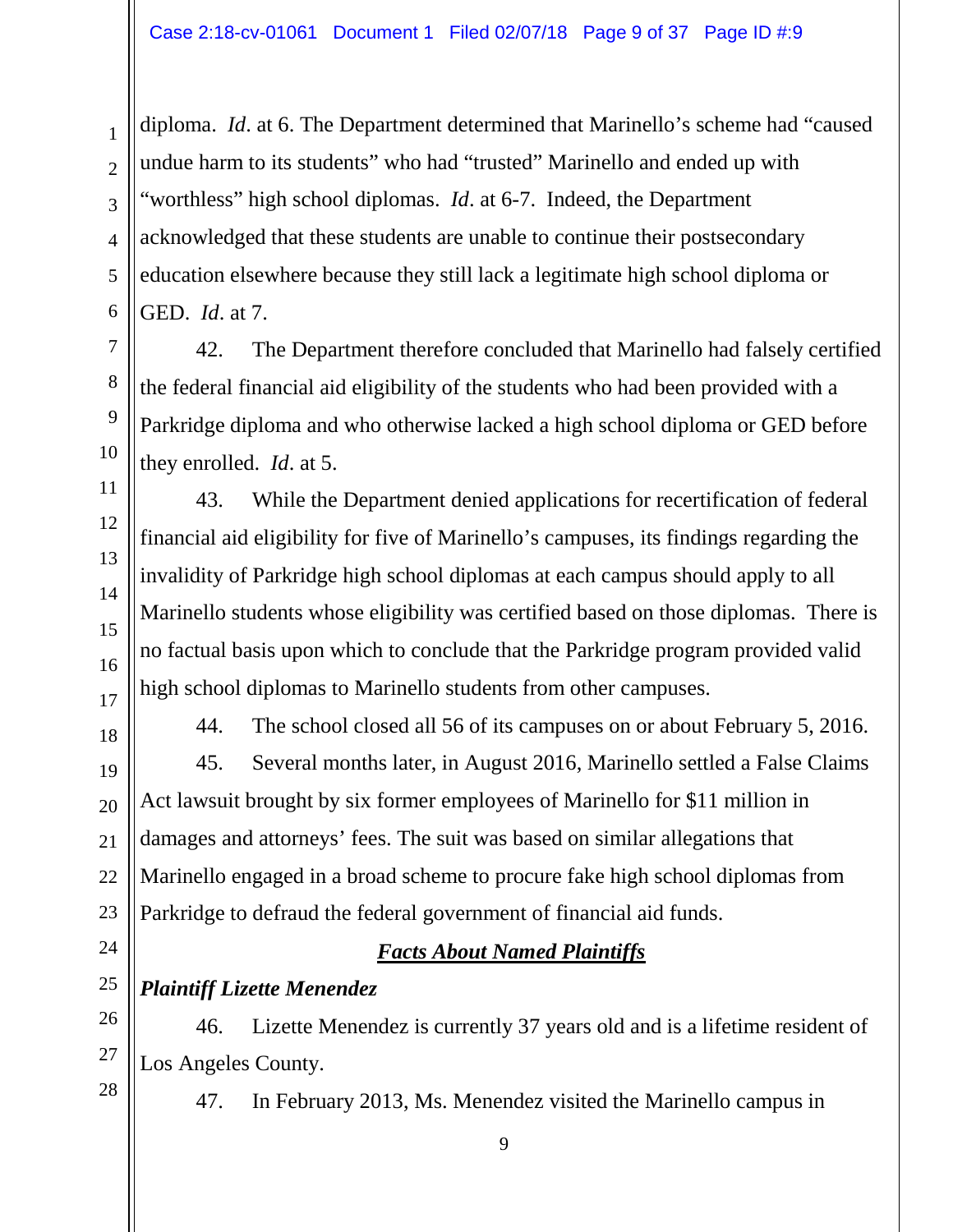diploma. *Id*. at 6. The Department determined that Marinello's scheme had "caused undue harm to its students" who had "trusted" Marinello and ended up with "worthless" high school diplomas. *Id*. at 6-7. Indeed, the Department acknowledged that these students are unable to continue their postsecondary education elsewhere because they still lack a legitimate high school diploma or GED. *Id*. at 7.

42. The Department therefore concluded that Marinello had falsely certified the federal financial aid eligibility of the students who had been provided with a Parkridge diploma and who otherwise lacked a high school diploma or GED before they enrolled. *Id*. at 5.

43. While the Department denied applications for recertification of federal financial aid eligibility for five of Marinello's campuses, its findings regarding the invalidity of Parkridge high school diplomas at each campus should apply to all Marinello students whose eligibility was certified based on those diplomas. There is no factual basis upon which to conclude that the Parkridge program provided valid high school diplomas to Marinello students from other campuses.

44. The school closed all 56 of its campuses on or about February 5, 2016.

45. Several months later, in August 2016, Marinello settled a False Claims Act lawsuit brought by six former employees of Marinello for $11 million in damages and attorneys' fees. The suit was based on similar allegations that Marinello engaged in a broad scheme to procure fake high school diplomas from Parkridge to defraud the federal government of financial aid funds.

## ***Facts About Named Plaintiffs***

### ***Plaintiff Lizette Menendez***

46. Lizette Menendez is currently 37 years old and is a lifetime resident of Los Angeles County.

47. In February 2013, Ms. Menendez visited the Marinello campus in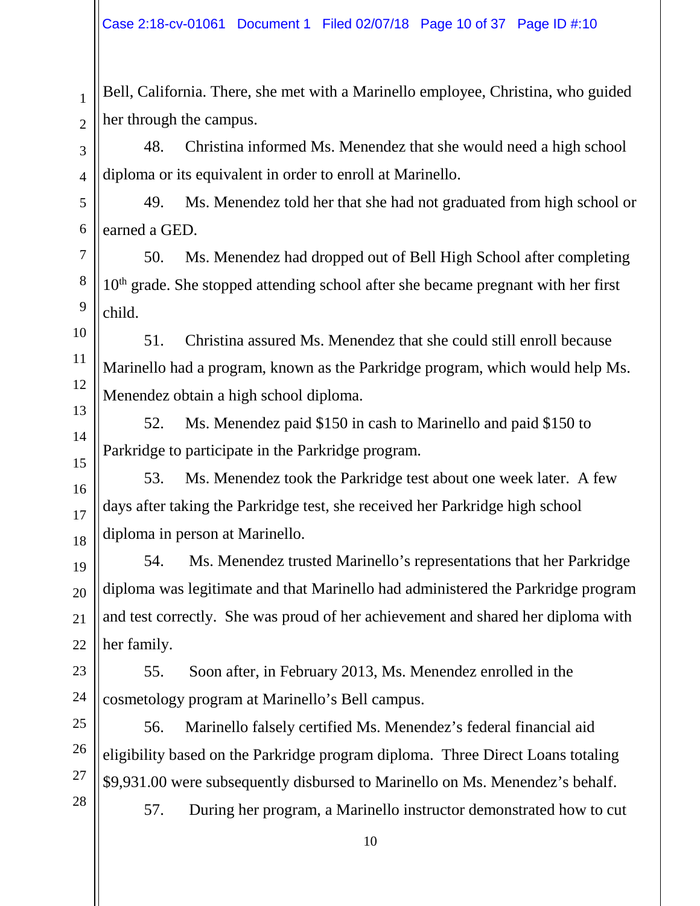Bell, California. There, she met with a Marinello employee, Christina, who guided her through the campus.

48. Christina informed Ms. Menendez that she would need a high school diploma or its equivalent in order to enroll at Marinello.

49. Ms. Menendez told her that she had not graduated from high school or earned a GED.

50. Ms. Menendez had dropped out of Bell High School after completing 10th grade. She stopped attending school after she became pregnant with her first child.

51. Christina assured Ms. Menendez that she could still enroll because Marinello had a program, known as the Parkridge program, which would help Ms. Menendez obtain a high school diploma.

52. Ms. Menendez paid $150 in cash to Marinello and paid $150 to Parkridge to participate in the Parkridge program.

53. Ms. Menendez took the Parkridge test about one week later. A few days after taking the Parkridge test, she received her Parkridge high school diploma in person at Marinello.

54. Ms. Menendez trusted Marinello's representations that her Parkridge diploma was legitimate and that Marinello had administered the Parkridge program and test correctly. She was proud of her achievement and shared her diploma with her family.

55. Soon after, in February 2013, Ms. Menendez enrolled in the cosmetology program at Marinello's Bell campus.

56. Marinello falsely certified Ms. Menendez's federal financial aid eligibility based on the Parkridge program diploma. Three Direct Loans totaling $9,931.00 were subsequently disbursed to Marinello on Ms. Menendez's behalf.

57. During her program, a Marinello instructor demonstrated how to cut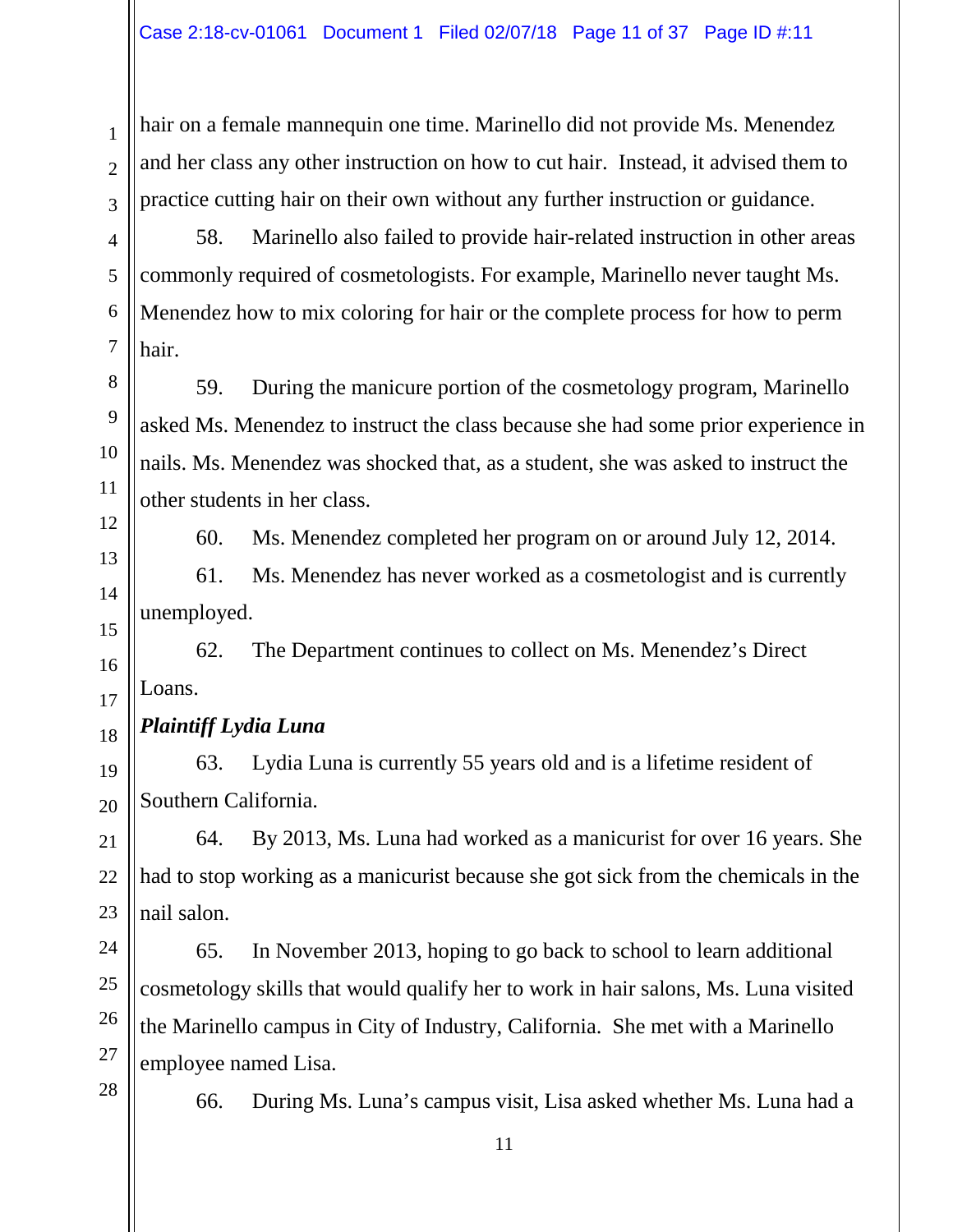hair on a female mannequin one time. Marinello did not provide Ms. Menendez and her class any other instruction on how to cut hair. Instead, it advised them to practice cutting hair on their own without any further instruction or guidance.

58. Marinello also failed to provide hair-related instruction in other areas commonly required of cosmetologists. For example, Marinello never taught Ms. Menendez how to mix coloring for hair or the complete process for how to perm hair.

59. During the manicure portion of the cosmetology program, Marinello asked Ms. Menendez to instruct the class because she had some prior experience in nails. Ms. Menendez was shocked that, as a student, she was asked to instruct the other students in her class.

60. Ms. Menendez completed her program on or around July 12, 2014.

61. Ms. Menendez has never worked as a cosmetologist and is currently unemployed.

62. The Department continues to collect on Ms. Menendez's Direct Loans.

***Plaintiff Lydia Luna***

63. Lydia Luna is currently 55 years old and is a lifetime resident of Southern California.

64. By 2013, Ms. Luna had worked as a manicurist for over 16 years. She had to stop working as a manicurist because she got sick from the chemicals in the nail salon.

65. In November 2013, hoping to go back to school to learn additional cosmetology skills that would qualify her to work in hair salons, Ms. Luna visited the Marinello campus in City of Industry, California. She met with a Marinello employee named Lisa.

66. During Ms. Luna's campus visit, Lisa asked whether Ms. Luna had a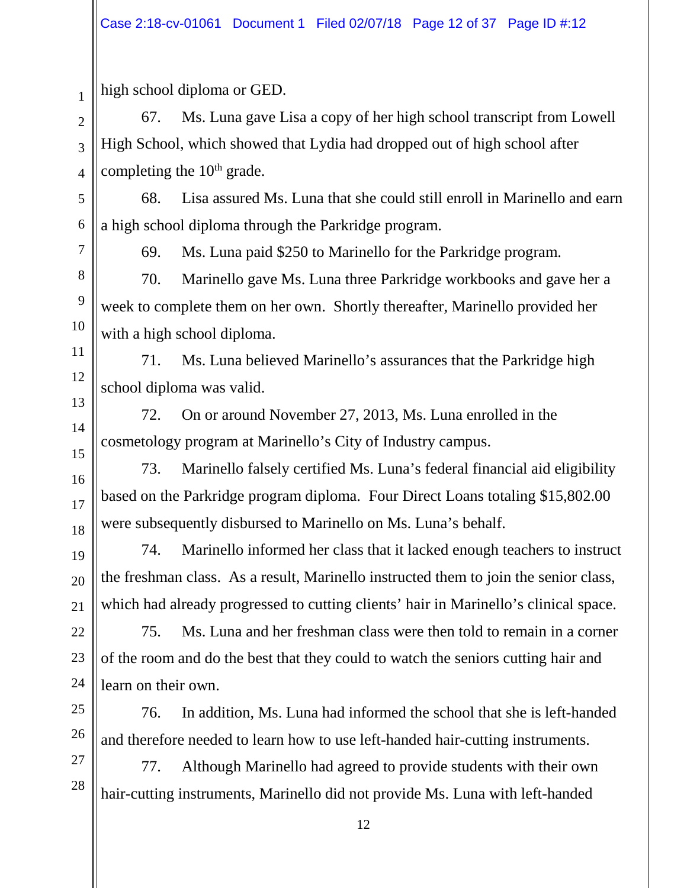high school diploma or GED.

67. Ms. Luna gave Lisa a copy of her high school transcript from Lowell High School, which showed that Lydia had dropped out of high school after completing the 10th grade.

68. Lisa assured Ms. Luna that she could still enroll in Marinello and earn a high school diploma through the Parkridge program.

69. Ms. Luna paid $250 to Marinello for the Parkridge program.

70. Marinello gave Ms. Luna three Parkridge workbooks and gave her a week to complete them on her own. Shortly thereafter, Marinello provided her with a high school diploma.

71. Ms. Luna believed Marinello's assurances that the Parkridge high school diploma was valid.

72. On or around November 27, 2013, Ms. Luna enrolled in the cosmetology program at Marinello's City of Industry campus.

73. Marinello falsely certified Ms. Luna's federal financial aid eligibility based on the Parkridge program diploma. Four Direct Loans totaling $15,802.00 were subsequently disbursed to Marinello on Ms. Luna's behalf.

74. Marinello informed her class that it lacked enough teachers to instruct the freshman class. As a result, Marinello instructed them to join the senior class, which had already progressed to cutting clients' hair in Marinello's clinical space.

75. Ms. Luna and her freshman class were then told to remain in a corner of the room and do the best that they could to watch the seniors cutting hair and learn on their own.

76. In addition, Ms. Luna had informed the school that she is left-handed and therefore needed to learn how to use left-handed hair-cutting instruments.

77. Although Marinello had agreed to provide students with their own hair-cutting instruments, Marinello did not provide Ms. Luna with left-handed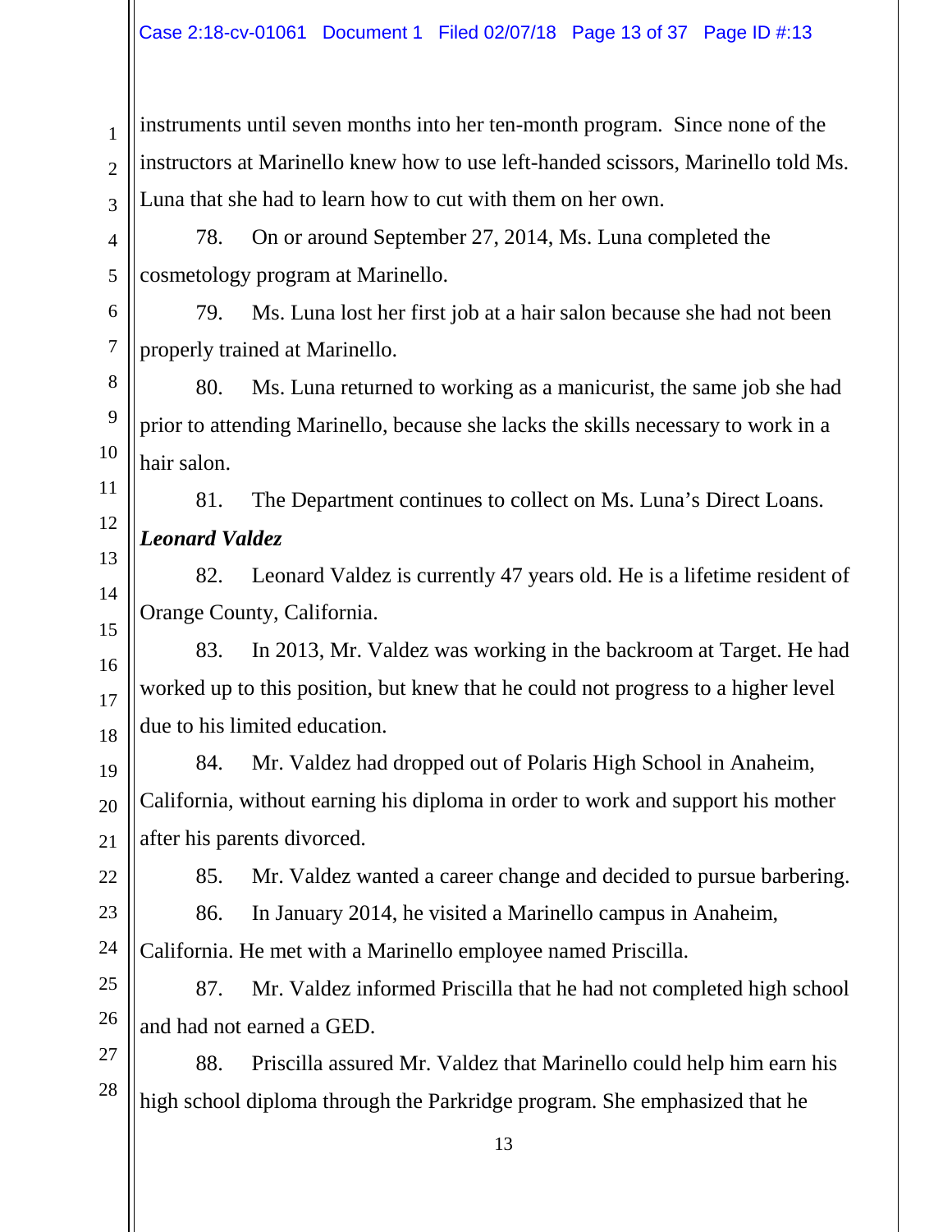instruments until seven months into her ten-month program. Since none of the instructors at Marinello knew how to use left-handed scissors, Marinello told Ms. Luna that she had to learn how to cut with them on her own.

78. On or around September 27, 2014, Ms. Luna completed the cosmetology program at Marinello.

79. Ms. Luna lost her first job at a hair salon because she had not been properly trained at Marinello.

80. Ms. Luna returned to working as a manicurist, the same job she had prior to attending Marinello, because she lacks the skills necessary to work in a hair salon.

81. The Department continues to collect on Ms. Luna's Direct Loans.

***Leonard Valdez***

82. Leonard Valdez is currently 47 years old. He is a lifetime resident of Orange County, California.

83. In 2013, Mr. Valdez was working in the backroom at Target. He had worked up to this position, but knew that he could not progress to a higher level due to his limited education.

84. Mr. Valdez had dropped out of Polaris High School in Anaheim, California, without earning his diploma in order to work and support his mother after his parents divorced.

85. Mr. Valdez wanted a career change and decided to pursue barbering.

86. In January 2014, he visited a Marinello campus in Anaheim, California. He met with a Marinello employee named Priscilla.

87. Mr. Valdez informed Priscilla that he had not completed high school and had not earned a GED.

88. Priscilla assured Mr. Valdez that Marinello could help him earn his high school diploma through the Parkridge program. She emphasized that he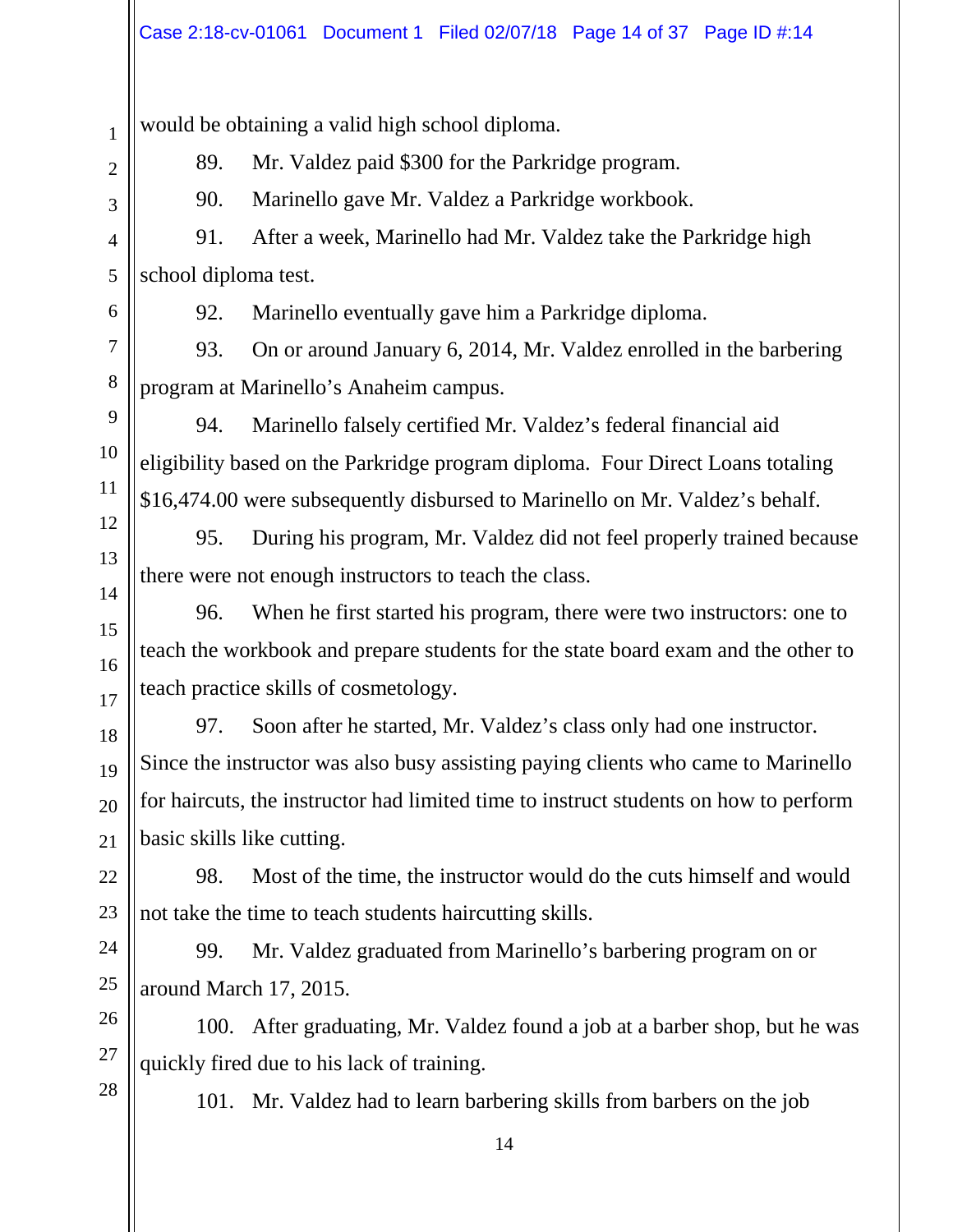would be obtaining a valid high school diploma.

89. Mr. Valdez paid $300 for the Parkridge program.

90. Marinello gave Mr. Valdez a Parkridge workbook.

91. After a week, Marinello had Mr. Valdez take the Parkridge high school diploma test.

92. Marinello eventually gave him a Parkridge diploma.

93. On or around January 6, 2014, Mr. Valdez enrolled in the barbering program at Marinello's Anaheim campus.

94. Marinello falsely certified Mr. Valdez's federal financial aid eligibility based on the Parkridge program diploma. Four Direct Loans totaling $16,474.00 were subsequently disbursed to Marinello on Mr. Valdez's behalf.

95. During his program, Mr. Valdez did not feel properly trained because there were not enough instructors to teach the class.

96. When he first started his program, there were two instructors: one to teach the workbook and prepare students for the state board exam and the other to teach practice skills of cosmetology.

97. Soon after he started, Mr. Valdez's class only had one instructor. Since the instructor was also busy assisting paying clients who came to Marinello for haircuts, the instructor had limited time to instruct students on how to perform basic skills like cutting.

98. Most of the time, the instructor would do the cuts himself and would not take the time to teach students haircutting skills.

99. Mr. Valdez graduated from Marinello's barbering program on or around March 17, 2015.

100. After graduating, Mr. Valdez found a job at a barber shop, but he was quickly fired due to his lack of training.

101. Mr. Valdez had to learn barbering skills from barbers on the job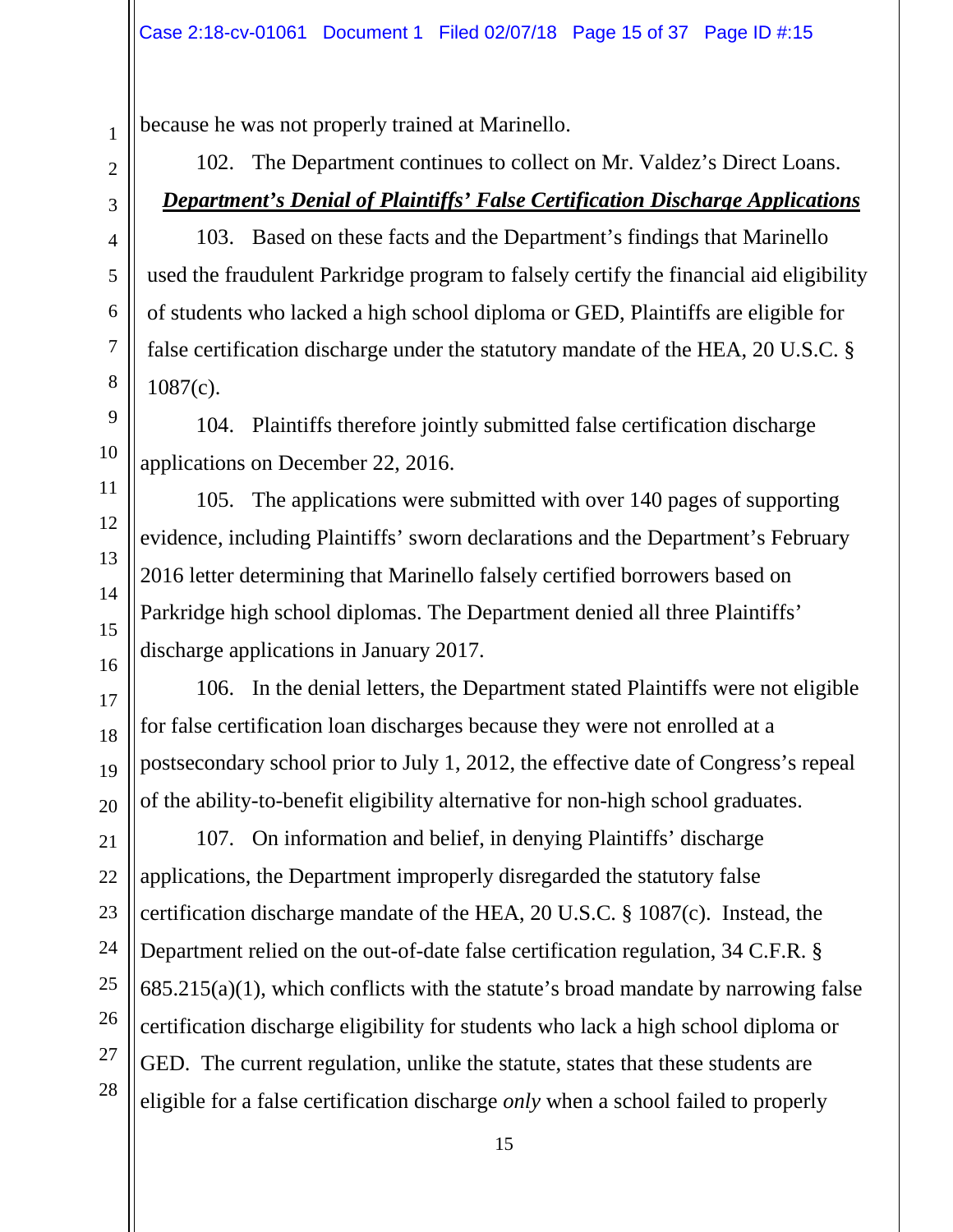because he was not properly trained at Marinello.

102. The Department continues to collect on Mr. Valdez's Direct Loans.

***Department's Denial of Plaintiffs' False Certification Discharge Applications***

103. Based on these facts and the Department's findings that Marinello used the fraudulent Parkridge program to falsely certify the financial aid eligibility of students who lacked a high school diploma or GED, Plaintiffs are eligible for false certification discharge under the statutory mandate of the HEA, 20 U.S.C. § 1087(c).

104. Plaintiffs therefore jointly submitted false certification discharge applications on December 22, 2016.

105. The applications were submitted with over 140 pages of supporting evidence, including Plaintiffs' sworn declarations and the Department's February 2016 letter determining that Marinello falsely certified borrowers based on Parkridge high school diplomas. The Department denied all three Plaintiffs' discharge applications in January 2017.

106. In the denial letters, the Department stated Plaintiffs were not eligible for false certification loan discharges because they were not enrolled at a postsecondary school prior to July 1, 2012, the effective date of Congress's repeal of the ability-to-benefit eligibility alternative for non-high school graduates.

107. On information and belief, in denying Plaintiffs' discharge applications, the Department improperly disregarded the statutory false certification discharge mandate of the HEA, 20 U.S.C. § 1087(c). Instead, the Department relied on the out-of-date false certification regulation, 34 C.F.R. § 685.215(a)(1), which conflicts with the statute's broad mandate by narrowing false certification discharge eligibility for students who lack a high school diploma or GED. The current regulation, unlike the statute, states that these students are eligible for a false certification discharge *only* when a school failed to properly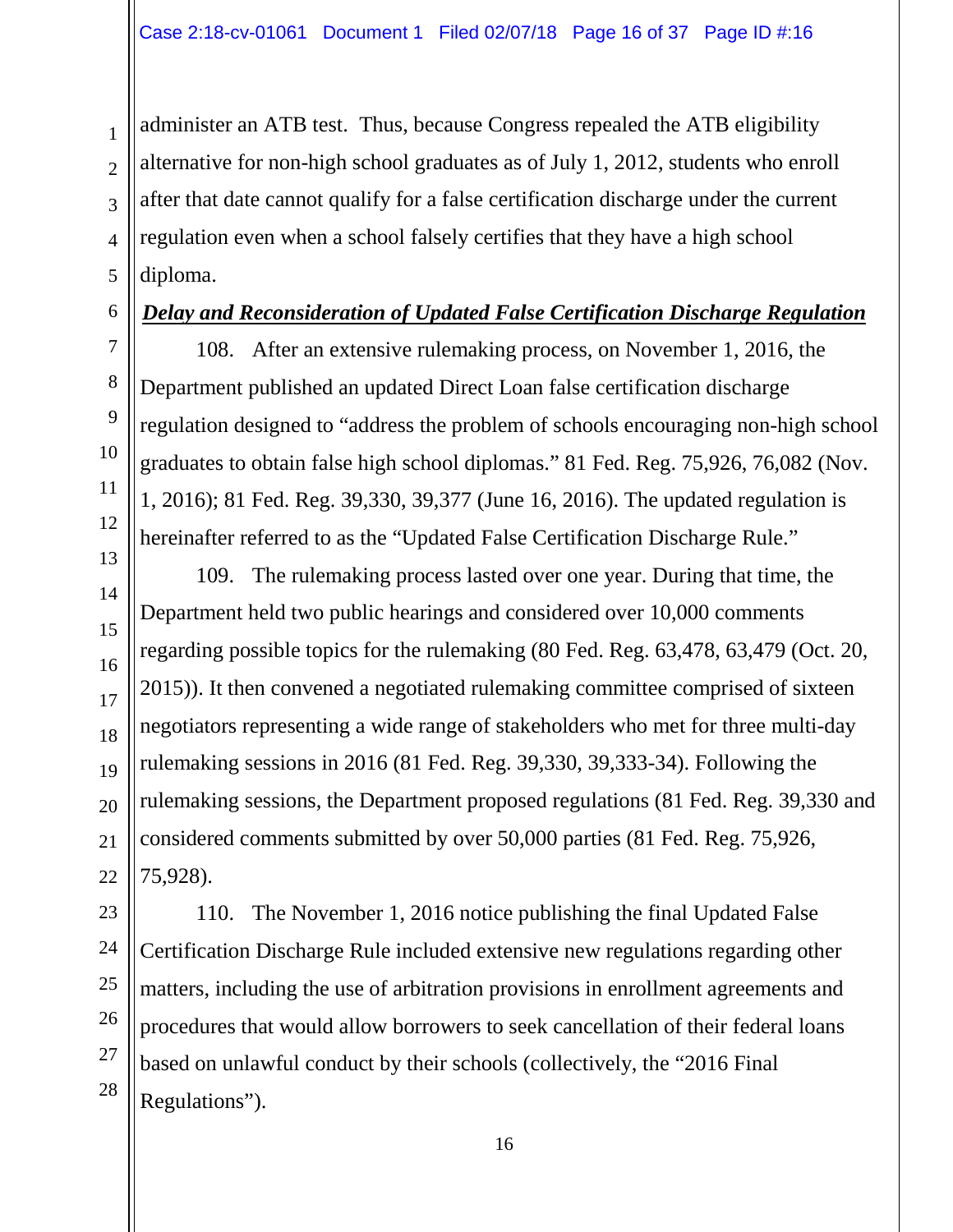administer an ATB test. Thus, because Congress repealed the ATB eligibility alternative for non-high school graduates as of July 1, 2012, students who enroll after that date cannot qualify for a false certification discharge under the current regulation even when a school falsely certifies that they have a high school diploma.

***Delay and Reconsideration of Updated False Certification Discharge Regulation***

108. After an extensive rulemaking process, on November 1, 2016, the Department published an updated Direct Loan false certification discharge regulation designed to "address the problem of schools encouraging non-high school graduates to obtain false high school diplomas." 81 Fed. Reg. 75,926, 76,082 (Nov. 1, 2016); 81 Fed. Reg. 39,330, 39,377 (June 16, 2016). The updated regulation is hereinafter referred to as the "Updated False Certification Discharge Rule."

109. The rulemaking process lasted over one year. During that time, the Department held two public hearings and considered over 10,000 comments regarding possible topics for the rulemaking (80 Fed. Reg. 63,478, 63,479 (Oct. 20, 2015)). It then convened a negotiated rulemaking committee comprised of sixteen negotiators representing a wide range of stakeholders who met for three multi-day rulemaking sessions in 2016 (81 Fed. Reg. 39,330, 39,333-34). Following the rulemaking sessions, the Department proposed regulations (81 Fed. Reg. 39,330 and considered comments submitted by over 50,000 parties (81 Fed. Reg. 75,926, 75,928).

110. The November 1, 2016 notice publishing the final Updated False Certification Discharge Rule included extensive new regulations regarding other matters, including the use of arbitration provisions in enrollment agreements and procedures that would allow borrowers to seek cancellation of their federal loans based on unlawful conduct by their schools (collectively, the "2016 Final Regulations").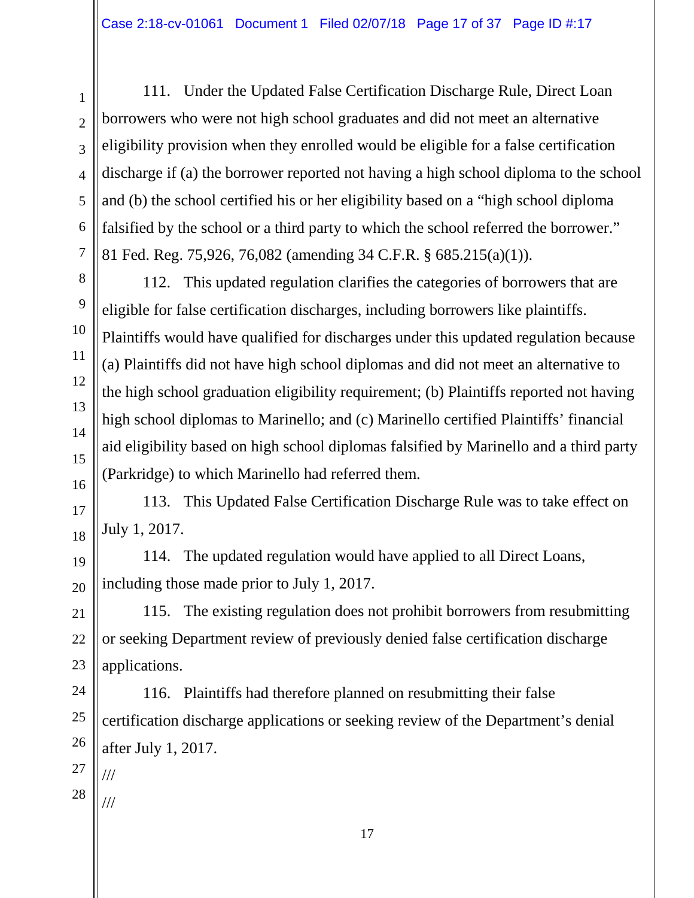111. Under the Updated False Certification Discharge Rule, Direct Loan borrowers who were not high school graduates and did not meet an alternative eligibility provision when they enrolled would be eligible for a false certification discharge if (a) the borrower reported not having a high school diploma to the school and (b) the school certified his or her eligibility based on a "high school diploma falsified by the school or a third party to which the school referred the borrower." 81 Fed. Reg. 75,926, 76,082 (amending 34 C.F.R. § 685.215(a)(1)).

112. This updated regulation clarifies the categories of borrowers that are eligible for false certification discharges, including borrowers like plaintiffs. Plaintiffs would have qualified for discharges under this updated regulation because (a) Plaintiffs did not have high school diplomas and did not meet an alternative to the high school graduation eligibility requirement; (b) Plaintiffs reported not having high school diplomas to Marinello; and (c) Marinello certified Plaintiffs' financial aid eligibility based on high school diplomas falsified by Marinello and a third party (Parkridge) to which Marinello had referred them.

113. This Updated False Certification Discharge Rule was to take effect on July 1, 2017.

114. The updated regulation would have applied to all Direct Loans, including those made prior to July 1, 2017.

115. The existing regulation does not prohibit borrowers from resubmitting or seeking Department review of previously denied false certification discharge applications.

116. Plaintiffs had therefore planned on resubmitting their false certification discharge applications or seeking review of the Department's denial after July 1, 2017.

///

///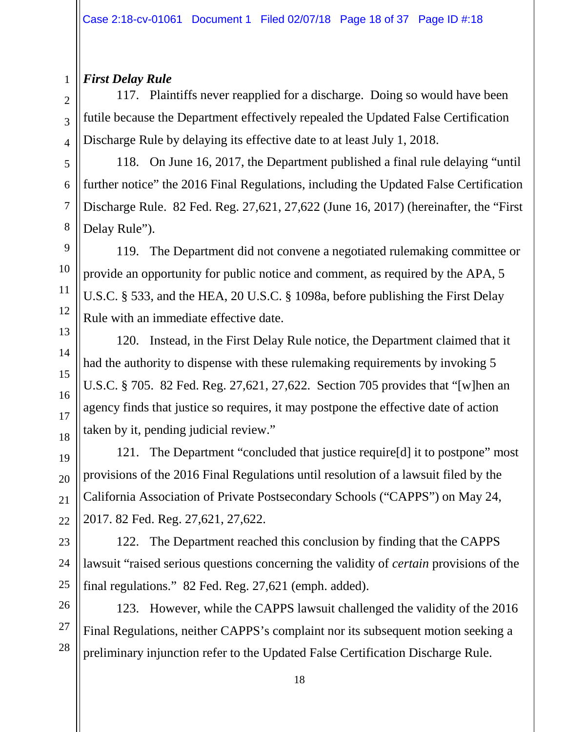***First Delay Rule***

117. Plaintiffs never reapplied for a discharge. Doing so would have been futile because the Department effectively repealed the Updated False Certification Discharge Rule by delaying its effective date to at least July 1, 2018.

118. On June 16, 2017, the Department published a final rule delaying "until further notice" the 2016 Final Regulations, including the Updated False Certification Discharge Rule. 82 Fed. Reg. 27,621, 27,622 (June 16, 2017) (hereinafter, the "First Delay Rule").

119. The Department did not convene a negotiated rulemaking committee or provide an opportunity for public notice and comment, as required by the APA, 5 U.S.C. § 533, and the HEA, 20 U.S.C. § 1098a, before publishing the First Delay Rule with an immediate effective date.

120. Instead, in the First Delay Rule notice, the Department claimed that it had the authority to dispense with these rulemaking requirements by invoking 5 U.S.C. § 705. 82 Fed. Reg. 27,621, 27,622. Section 705 provides that "[w]hen an agency finds that justice so requires, it may postpone the effective date of action taken by it, pending judicial review."

121. The Department "concluded that justice require[d] it to postpone" most provisions of the 2016 Final Regulations until resolution of a lawsuit filed by the California Association of Private Postsecondary Schools ("CAPPS") on May 24, 2017. 82 Fed. Reg. 27,621, 27,622.

122. The Department reached this conclusion by finding that the CAPPS lawsuit "raised serious questions concerning the validity of *certain* provisions of the final regulations." 82 Fed. Reg. 27,621 (emph. added).

123. However, while the CAPPS lawsuit challenged the validity of the 2016 Final Regulations, neither CAPPS's complaint nor its subsequent motion seeking a preliminary injunction refer to the Updated False Certification Discharge Rule.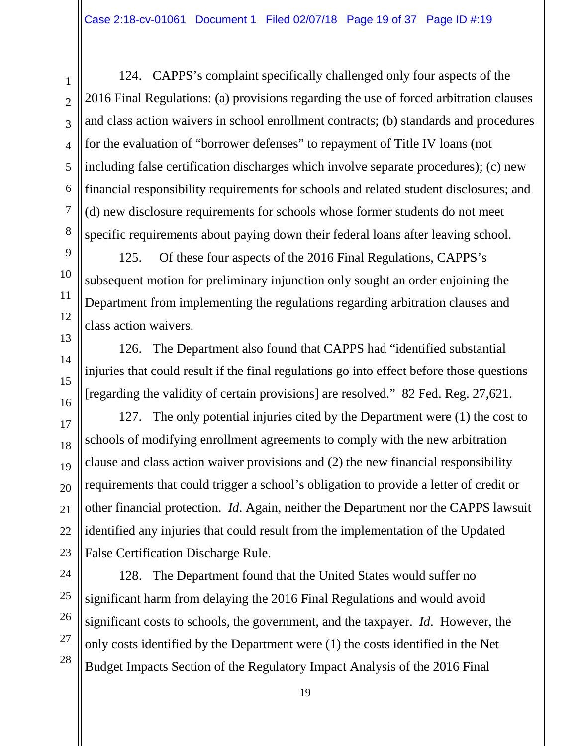124. CAPPS's complaint specifically challenged only four aspects of the 2016 Final Regulations: (a) provisions regarding the use of forced arbitration clauses and class action waivers in school enrollment contracts; (b) standards and procedures for the evaluation of "borrower defenses" to repayment of Title IV loans (not including false certification discharges which involve separate procedures); (c) new financial responsibility requirements for schools and related student disclosures; and (d) new disclosure requirements for schools whose former students do not meet specific requirements about paying down their federal loans after leaving school.

125. Of these four aspects of the 2016 Final Regulations, CAPPS's subsequent motion for preliminary injunction only sought an order enjoining the Department from implementing the regulations regarding arbitration clauses and class action waivers.

126. The Department also found that CAPPS had "identified substantial injuries that could result if the final regulations go into effect before those questions [regarding the validity of certain provisions] are resolved." 82 Fed. Reg. 27,621.

127. The only potential injuries cited by the Department were (1) the cost to schools of modifying enrollment agreements to comply with the new arbitration clause and class action waiver provisions and (2) the new financial responsibility requirements that could trigger a school's obligation to provide a letter of credit or other financial protection. *Id*. Again, neither the Department nor the CAPPS lawsuit identified any injuries that could result from the implementation of the Updated False Certification Discharge Rule.

128. The Department found that the United States would suffer no significant harm from delaying the 2016 Final Regulations and would avoid significant costs to schools, the government, and the taxpayer. *Id*. However, the only costs identified by the Department were (1) the costs identified in the Net Budget Impacts Section of the Regulatory Impact Analysis of the 2016 Final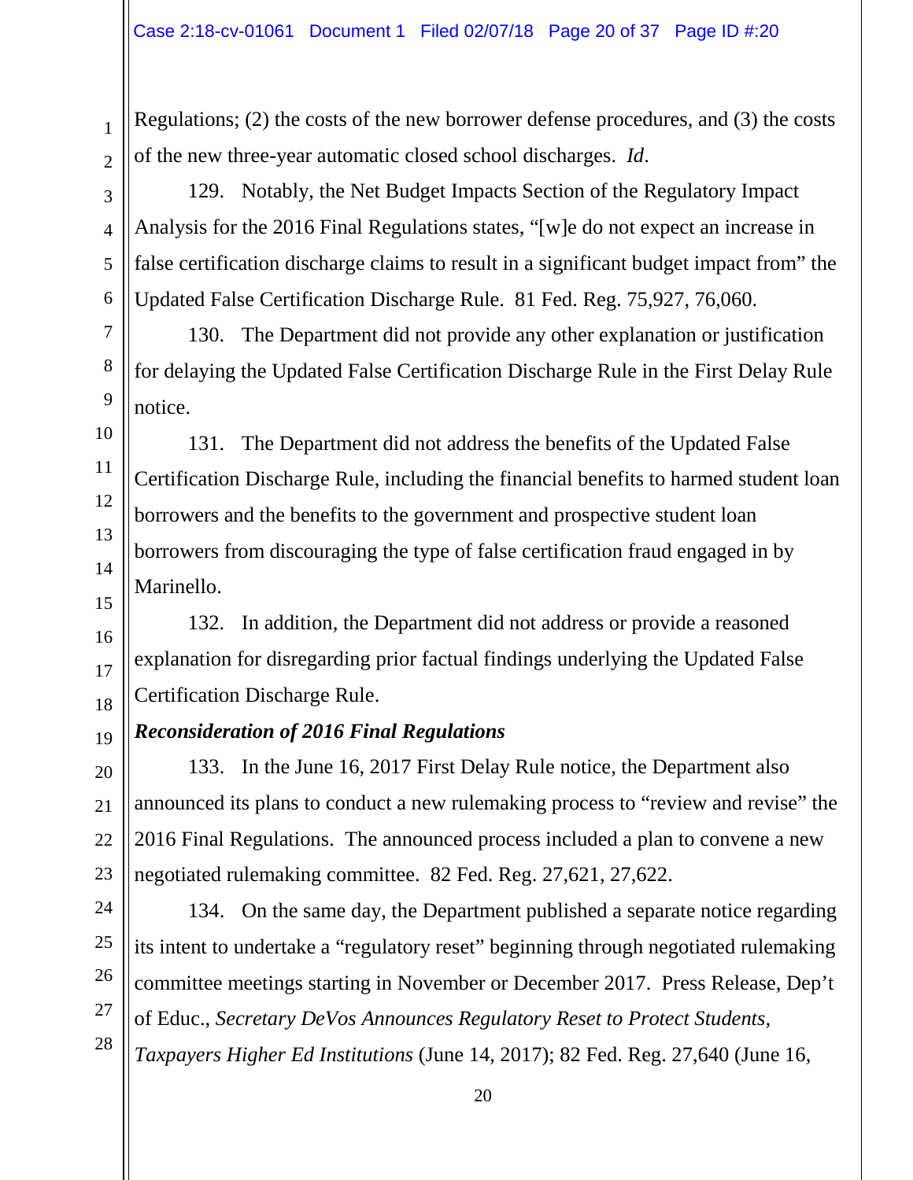Regulations; (2) the costs of the new borrower defense procedures, and (3) the costs of the new three-year automatic closed school discharges. *Id*.

129. Notably, the Net Budget Impacts Section of the Regulatory Impact Analysis for the 2016 Final Regulations states, "[w]e do not expect an increase in false certification discharge claims to result in a significant budget impact from" the Updated False Certification Discharge Rule. 81 Fed. Reg. 75,927, 76,060.

130. The Department did not provide any other explanation or justification for delaying the Updated False Certification Discharge Rule in the First Delay Rule notice.

131. The Department did not address the benefits of the Updated False Certification Discharge Rule, including the financial benefits to harmed student loan borrowers and the benefits to the government and prospective student loan borrowers from discouraging the type of false certification fraud engaged in by Marinello.

132. In addition, the Department did not address or provide a reasoned explanation for disregarding prior factual findings underlying the Updated False Certification Discharge Rule.

***Reconsideration of 2016 Final Regulations***

133. In the June 16, 2017 First Delay Rule notice, the Department also announced its plans to conduct a new rulemaking process to "review and revise" the 2016 Final Regulations. The announced process included a plan to convene a new negotiated rulemaking committee. 82 Fed. Reg. 27,621, 27,622.

134. On the same day, the Department published a separate notice regarding its intent to undertake a "regulatory reset" beginning through negotiated rulemaking committee meetings starting in November or December 2017. Press Release, Dep't of Educ., *Secretary DeVos Announces Regulatory Reset to Protect Students, Taxpayers Higher Ed Institutions* (June 14, 2017); 82 Fed. Reg. 27,640 (June 16,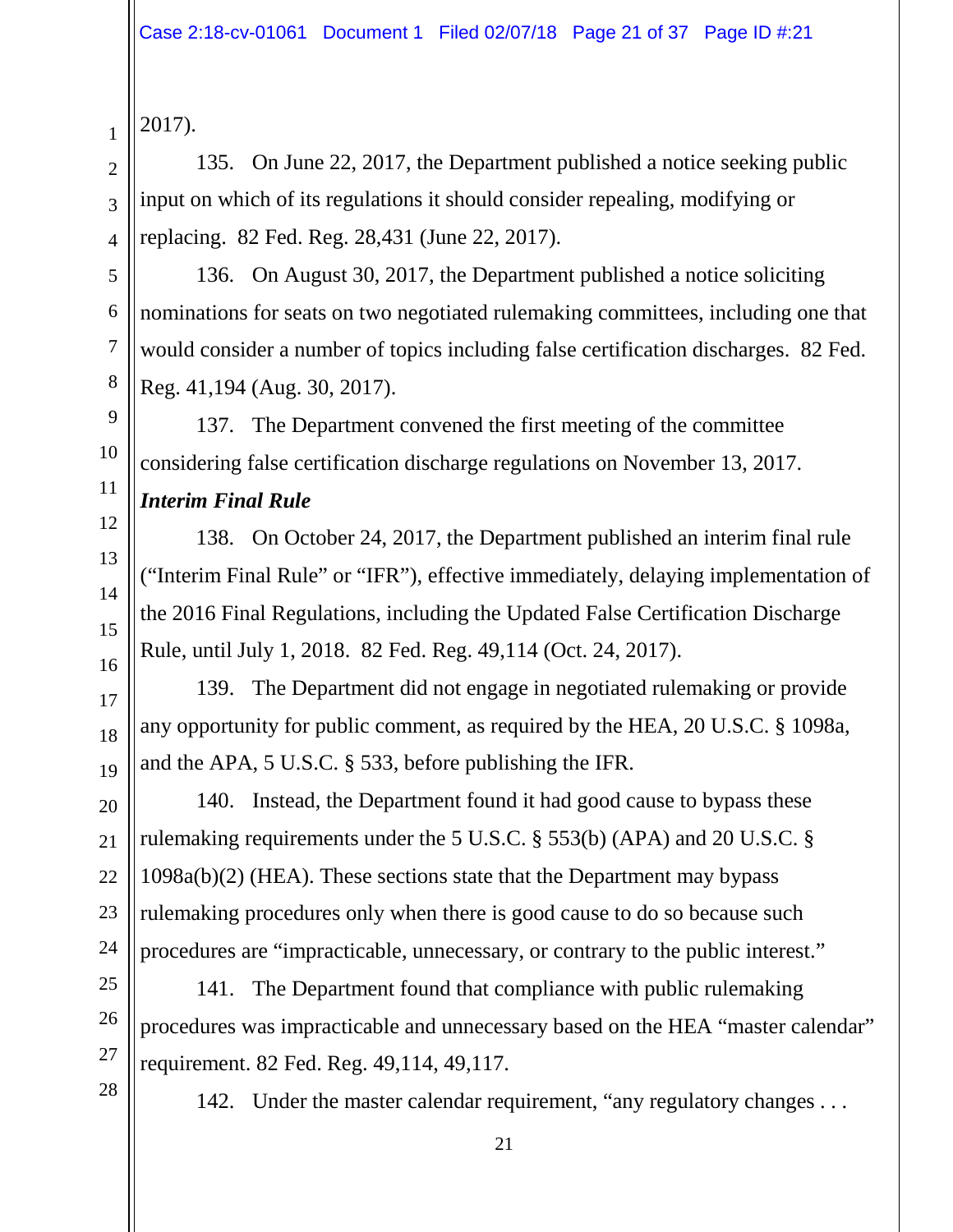2017).

135. On June 22, 2017, the Department published a notice seeking public input on which of its regulations it should consider repealing, modifying or replacing. 82 Fed. Reg. 28,431 (June 22, 2017).

136. On August 30, 2017, the Department published a notice soliciting nominations for seats on two negotiated rulemaking committees, including one that would consider a number of topics including false certification discharges. 82 Fed. Reg. 41,194 (Aug. 30, 2017).

137. The Department convened the first meeting of the committee considering false certification discharge regulations on November 13, 2017.

***Interim Final Rule***

138. On October 24, 2017, the Department published an interim final rule ("Interim Final Rule" or "IFR"), effective immediately, delaying implementation of the 2016 Final Regulations, including the Updated False Certification Discharge Rule, until July 1, 2018. 82 Fed. Reg. 49,114 (Oct. 24, 2017).

139. The Department did not engage in negotiated rulemaking or provide any opportunity for public comment, as required by the HEA, 20 U.S.C. § 1098a, and the APA, 5 U.S.C. § 533, before publishing the IFR.

140. Instead, the Department found it had good cause to bypass these rulemaking requirements under the 5 U.S.C. § 553(b) (APA) and 20 U.S.C. § 1098a(b)(2) (HEA). These sections state that the Department may bypass rulemaking procedures only when there is good cause to do so because such procedures are "impracticable, unnecessary, or contrary to the public interest."

141. The Department found that compliance with public rulemaking procedures was impracticable and unnecessary based on the HEA "master calendar" requirement. 82 Fed. Reg. 49,114, 49,117.

142. Under the master calendar requirement, "any regulatory changes . . .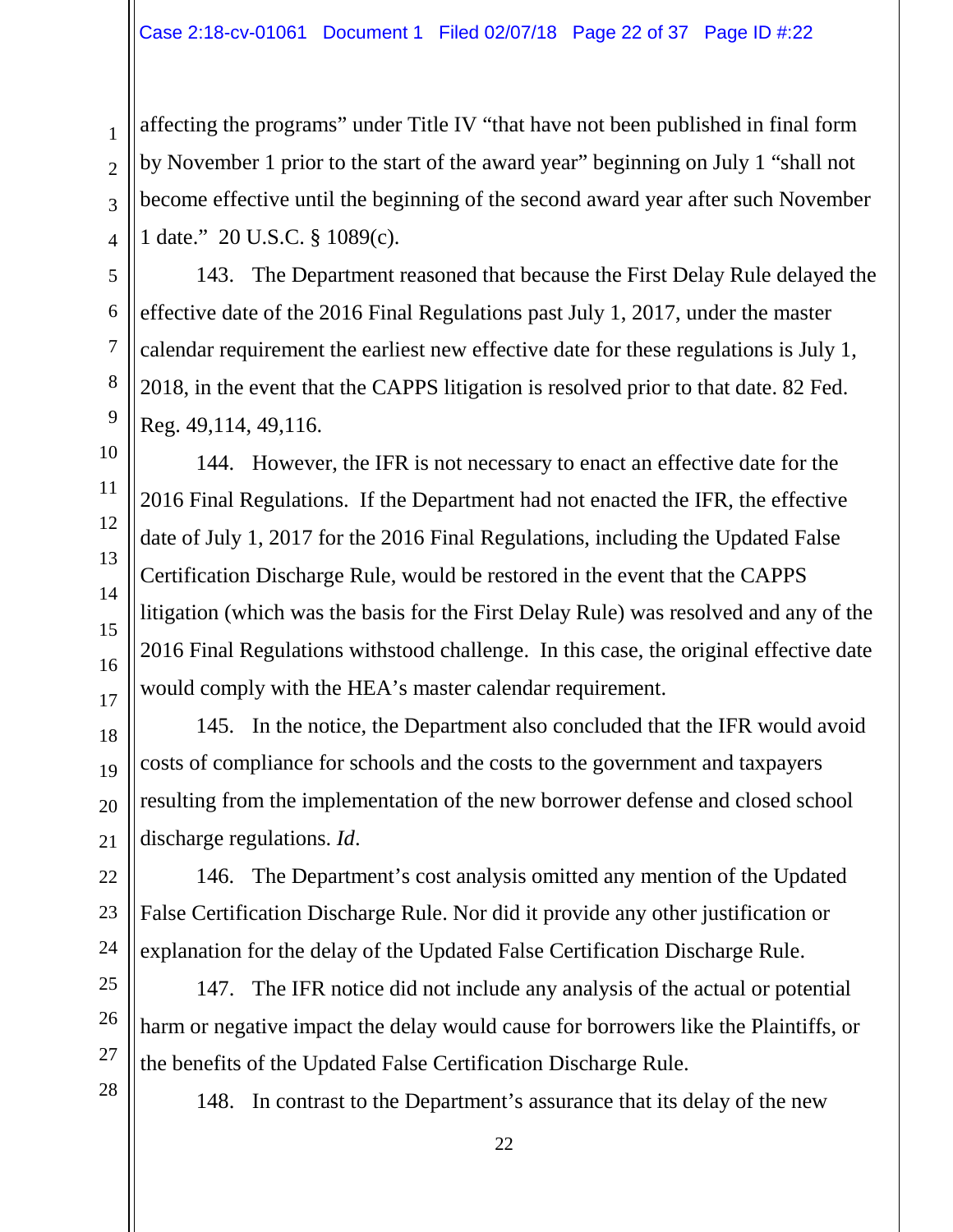affecting the programs" under Title IV "that have not been published in final form by November 1 prior to the start of the award year" beginning on July 1 "shall not become effective until the beginning of the second award year after such November 1 date." 20 U.S.C. § 1089(c).

143. The Department reasoned that because the First Delay Rule delayed the effective date of the 2016 Final Regulations past July 1, 2017, under the master calendar requirement the earliest new effective date for these regulations is July 1, 2018, in the event that the CAPPS litigation is resolved prior to that date. 82 Fed. Reg. 49,114, 49,116.

144. However, the IFR is not necessary to enact an effective date for the 2016 Final Regulations. If the Department had not enacted the IFR, the effective date of July 1, 2017 for the 2016 Final Regulations, including the Updated False Certification Discharge Rule, would be restored in the event that the CAPPS litigation (which was the basis for the First Delay Rule) was resolved and any of the 2016 Final Regulations withstood challenge. In this case, the original effective date would comply with the HEA's master calendar requirement.

145. In the notice, the Department also concluded that the IFR would avoid costs of compliance for schools and the costs to the government and taxpayers resulting from the implementation of the new borrower defense and closed school discharge regulations. *Id*.

146. The Department's cost analysis omitted any mention of the Updated False Certification Discharge Rule. Nor did it provide any other justification or explanation for the delay of the Updated False Certification Discharge Rule.

147. The IFR notice did not include any analysis of the actual or potential harm or negative impact the delay would cause for borrowers like the Plaintiffs, or the benefits of the Updated False Certification Discharge Rule.

148. In contrast to the Department's assurance that its delay of the new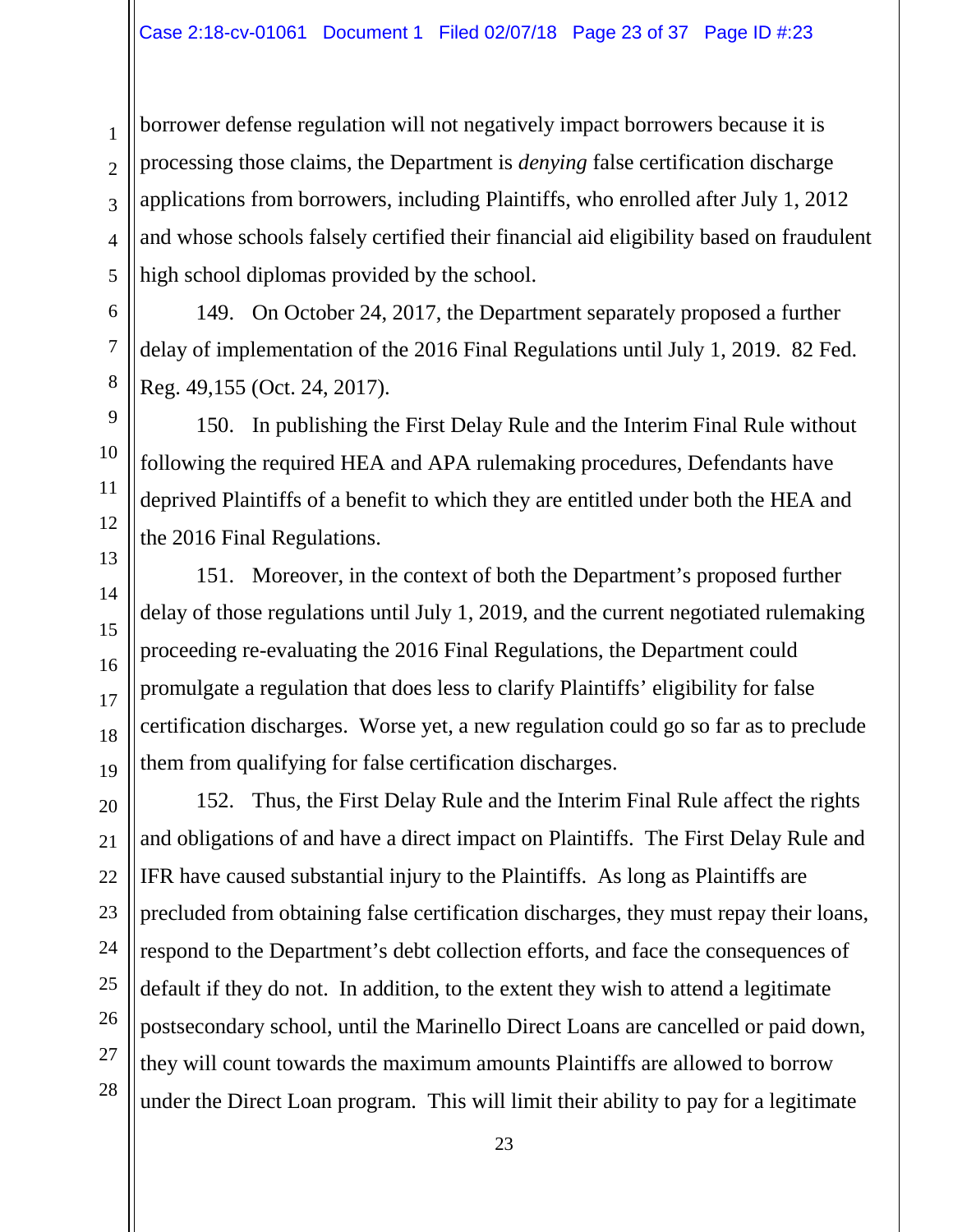borrower defense regulation will not negatively impact borrowers because it is processing those claims, the Department is *denying* false certification discharge applications from borrowers, including Plaintiffs, who enrolled after July 1, 2012 and whose schools falsely certified their financial aid eligibility based on fraudulent high school diplomas provided by the school.

149. On October 24, 2017, the Department separately proposed a further delay of implementation of the 2016 Final Regulations until July 1, 2019. 82 Fed. Reg. 49,155 (Oct. 24, 2017).

150. In publishing the First Delay Rule and the Interim Final Rule without following the required HEA and APA rulemaking procedures, Defendants have deprived Plaintiffs of a benefit to which they are entitled under both the HEA and the 2016 Final Regulations.

151. Moreover, in the context of both the Department's proposed further delay of those regulations until July 1, 2019, and the current negotiated rulemaking proceeding re-evaluating the 2016 Final Regulations, the Department could promulgate a regulation that does less to clarify Plaintiffs' eligibility for false certification discharges. Worse yet, a new regulation could go so far as to preclude them from qualifying for false certification discharges.

152. Thus, the First Delay Rule and the Interim Final Rule affect the rights and obligations of and have a direct impact on Plaintiffs. The First Delay Rule and IFR have caused substantial injury to the Plaintiffs. As long as Plaintiffs are precluded from obtaining false certification discharges, they must repay their loans, respond to the Department's debt collection efforts, and face the consequences of default if they do not. In addition, to the extent they wish to attend a legitimate postsecondary school, until the Marinello Direct Loans are cancelled or paid down, they will count towards the maximum amounts Plaintiffs are allowed to borrow under the Direct Loan program. This will limit their ability to pay for a legitimate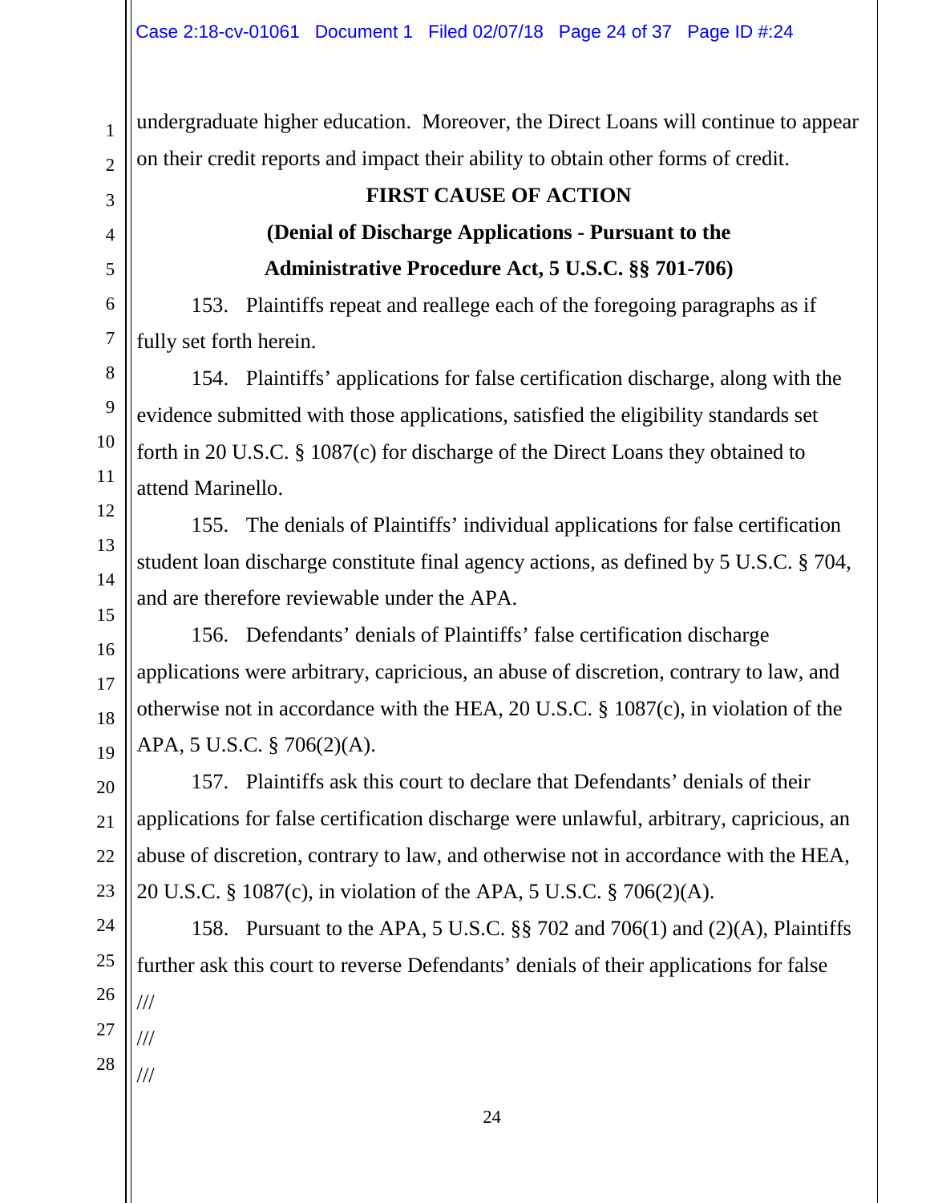undergraduate higher education. Moreover, the Direct Loans will continue to appear on their credit reports and impact their ability to obtain other forms of credit.

## FIRST CAUSE OF ACTION

### (Denial of Discharge Applications - Pursuant to the Administrative Procedure Act, 5 U.S.C. §§ 701-706)

153. Plaintiffs repeat and reallege each of the foregoing paragraphs as if fully set forth herein.

154. Plaintiffs' applications for false certification discharge, along with the evidence submitted with those applications, satisfied the eligibility standards set forth in 20 U.S.C. § 1087(c) for discharge of the Direct Loans they obtained to attend Marinello.

155. The denials of Plaintiffs' individual applications for false certification student loan discharge constitute final agency actions, as defined by 5 U.S.C. § 704, and are therefore reviewable under the APA.

156. Defendants' denials of Plaintiffs' false certification discharge applications were arbitrary, capricious, an abuse of discretion, contrary to law, and otherwise not in accordance with the HEA, 20 U.S.C. § 1087(c), in violation of the APA, 5 U.S.C. § 706(2)(A).

157. Plaintiffs ask this court to declare that Defendants' denials of their applications for false certification discharge were unlawful, arbitrary, capricious, an abuse of discretion, contrary to law, and otherwise not in accordance with the HEA, 20 U.S.C. § 1087(c), in violation of the APA, 5 U.S.C. § 706(2)(A).

158. Pursuant to the APA, 5 U.S.C. §§ 702 and 706(1) and (2)(A), Plaintiffs further ask this court to reverse Defendants' denials of their applications for false

///

///

///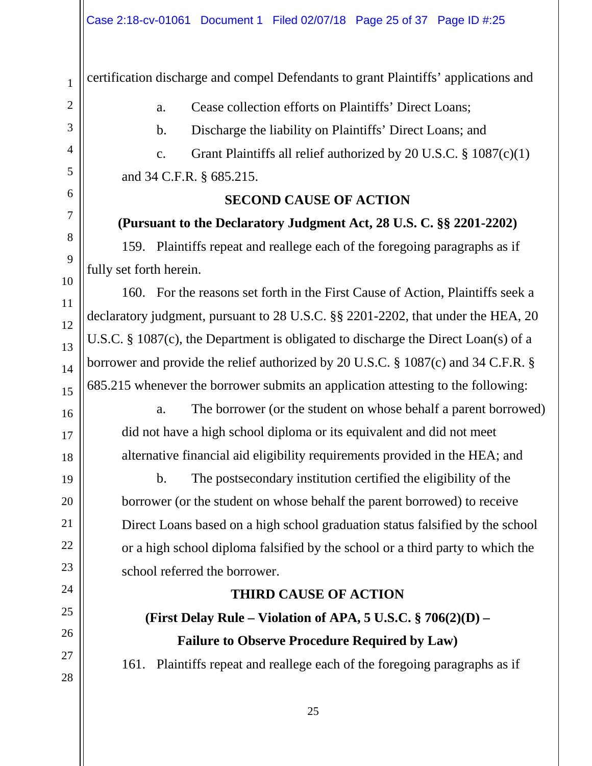certification discharge and compel Defendants to grant Plaintiffs' applications and

a. Cease collection efforts on Plaintiffs' Direct Loans;

b. Discharge the liability on Plaintiffs' Direct Loans; and

c. Grant Plaintiffs all relief authorized by 20 U.S.C. § 1087(c)(1) and 34 C.F.R. § 685.215.

**SECOND CAUSE OF ACTION**

**(Pursuant to the Declaratory Judgment Act, 28 U.S. C. §§ 2201-2202)**

159. Plaintiffs repeat and reallege each of the foregoing paragraphs as if fully set forth herein.

160. For the reasons set forth in the First Cause of Action, Plaintiffs seek a declaratory judgment, pursuant to 28 U.S.C. §§ 2201-2202, that under the HEA, 20 U.S.C. § 1087(c), the Department is obligated to discharge the Direct Loan(s) of a borrower and provide the relief authorized by 20 U.S.C. § 1087(c) and 34 C.F.R. § 685.215 whenever the borrower submits an application attesting to the following:

a. The borrower (or the student on whose behalf a parent borrowed) did not have a high school diploma or its equivalent and did not meet alternative financial aid eligibility requirements provided in the HEA; and

b. The postsecondary institution certified the eligibility of the borrower (or the student on whose behalf the parent borrowed) to receive Direct Loans based on a high school graduation status falsified by the school or a high school diploma falsified by the school or a third party to which the school referred the borrower.

**THIRD CAUSE OF ACTION**

**(First Delay Rule – Violation of APA, 5 U.S.C. § 706(2)(D) – Failure to Observe Procedure Required by Law)**

161. Plaintiffs repeat and reallege each of the foregoing paragraphs as if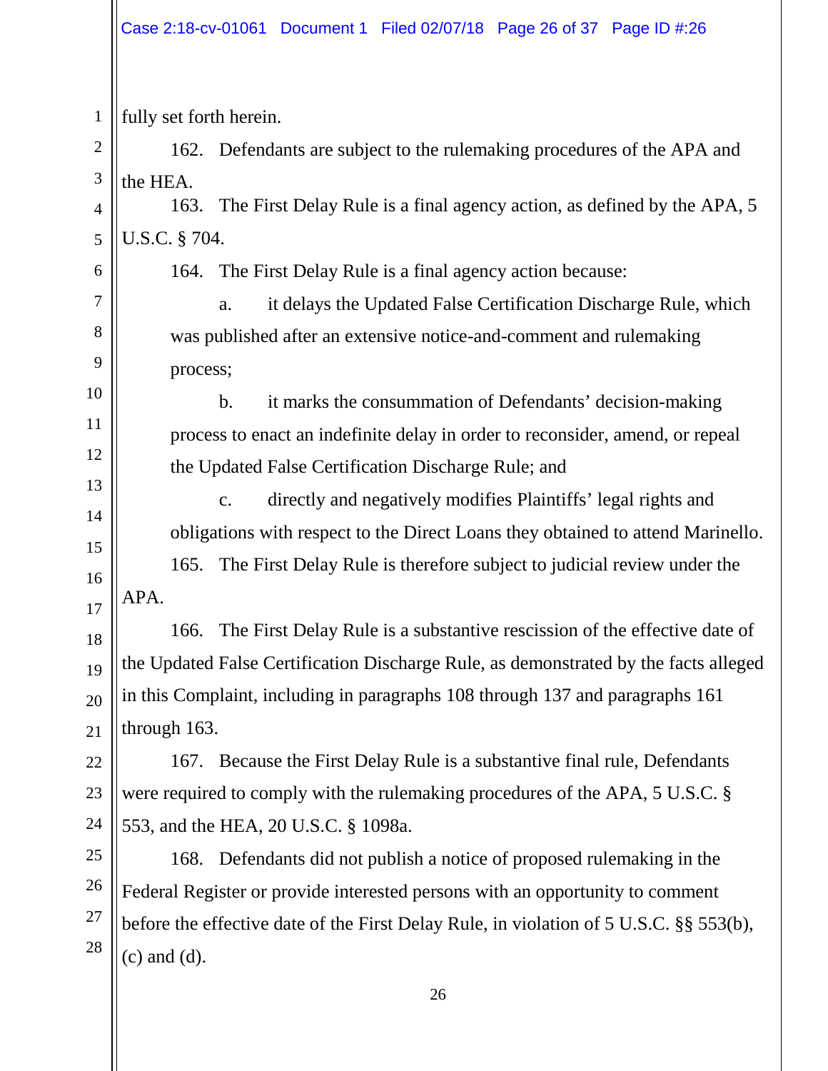fully set forth herein.

162. Defendants are subject to the rulemaking procedures of the APA and the HEA.

163. The First Delay Rule is a final agency action, as defined by the APA, 5 U.S.C. § 704.

164. The First Delay Rule is a final agency action because:

a. it delays the Updated False Certification Discharge Rule, which was published after an extensive notice-and-comment and rulemaking process;

b. it marks the consummation of Defendants' decision-making process to enact an indefinite delay in order to reconsider, amend, or repeal the Updated False Certification Discharge Rule; and

c. directly and negatively modifies Plaintiffs' legal rights and obligations with respect to the Direct Loans they obtained to attend Marinello.

165. The First Delay Rule is therefore subject to judicial review under the APA.

166. The First Delay Rule is a substantive rescission of the effective date of the Updated False Certification Discharge Rule, as demonstrated by the facts alleged in this Complaint, including in paragraphs 108 through 137 and paragraphs 161 through 163.

167. Because the First Delay Rule is a substantive final rule, Defendants were required to comply with the rulemaking procedures of the APA, 5 U.S.C. § 553, and the HEA, 20 U.S.C. § 1098a.

168. Defendants did not publish a notice of proposed rulemaking in the Federal Register or provide interested persons with an opportunity to comment before the effective date of the First Delay Rule, in violation of 5 U.S.C. §§ 553(b), (c) and (d).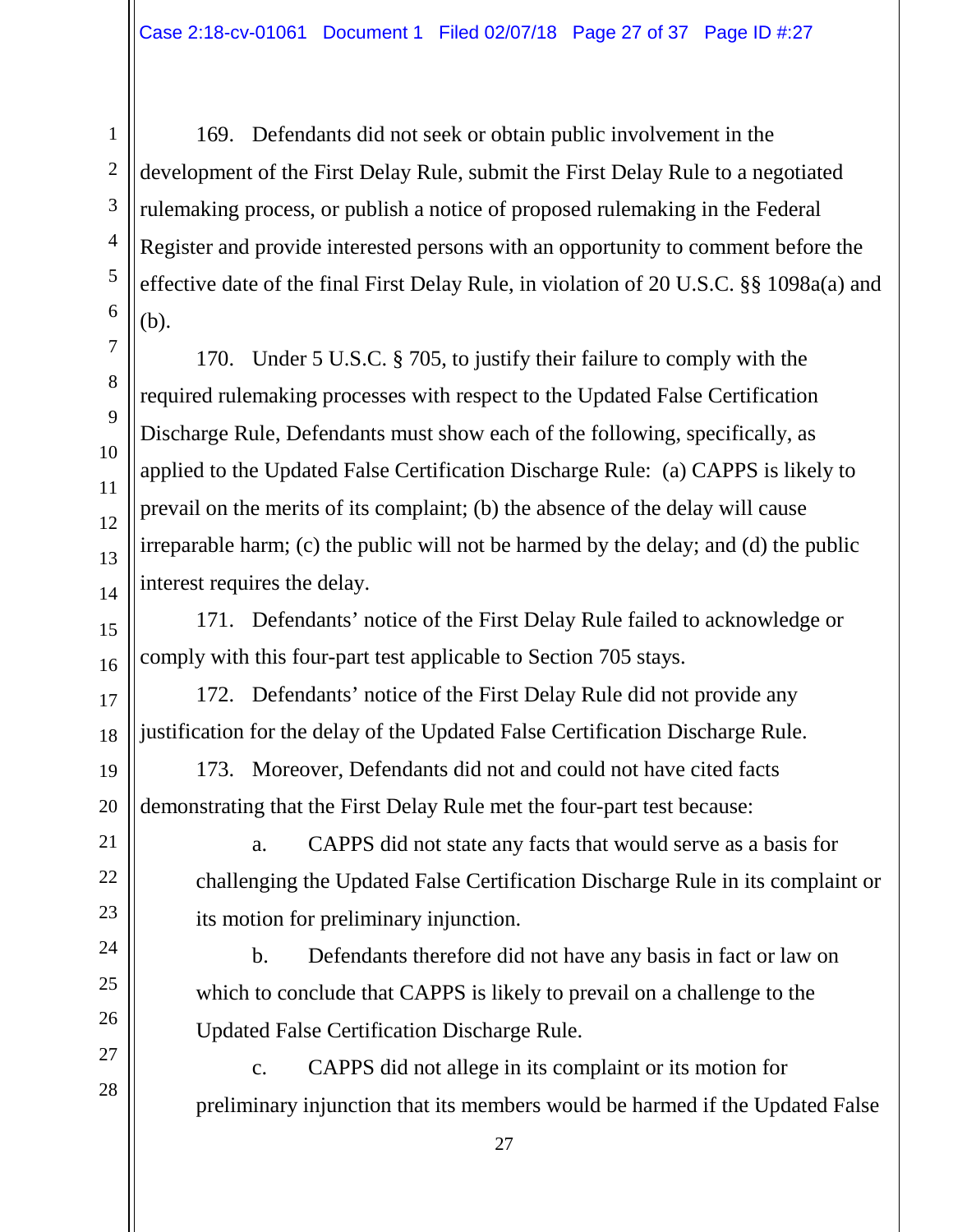169. Defendants did not seek or obtain public involvement in the development of the First Delay Rule, submit the First Delay Rule to a negotiated rulemaking process, or publish a notice of proposed rulemaking in the Federal Register and provide interested persons with an opportunity to comment before the effective date of the final First Delay Rule, in violation of 20 U.S.C. §§ 1098a(a) and (b).

170. Under 5 U.S.C. § 705, to justify their failure to comply with the required rulemaking processes with respect to the Updated False Certification Discharge Rule, Defendants must show each of the following, specifically, as applied to the Updated False Certification Discharge Rule: (a) CAPPS is likely to prevail on the merits of its complaint; (b) the absence of the delay will cause irreparable harm; (c) the public will not be harmed by the delay; and (d) the public interest requires the delay.

171. Defendants' notice of the First Delay Rule failed to acknowledge or comply with this four-part test applicable to Section 705 stays.

172. Defendants' notice of the First Delay Rule did not provide any justification for the delay of the Updated False Certification Discharge Rule.

173. Moreover, Defendants did not and could not have cited facts demonstrating that the First Delay Rule met the four-part test because:

a. CAPPS did not state any facts that would serve as a basis for challenging the Updated False Certification Discharge Rule in its complaint or its motion for preliminary injunction.

b. Defendants therefore did not have any basis in fact or law on which to conclude that CAPPS is likely to prevail on a challenge to the Updated False Certification Discharge Rule.

c. CAPPS did not allege in its complaint or its motion for preliminary injunction that its members would be harmed if the Updated False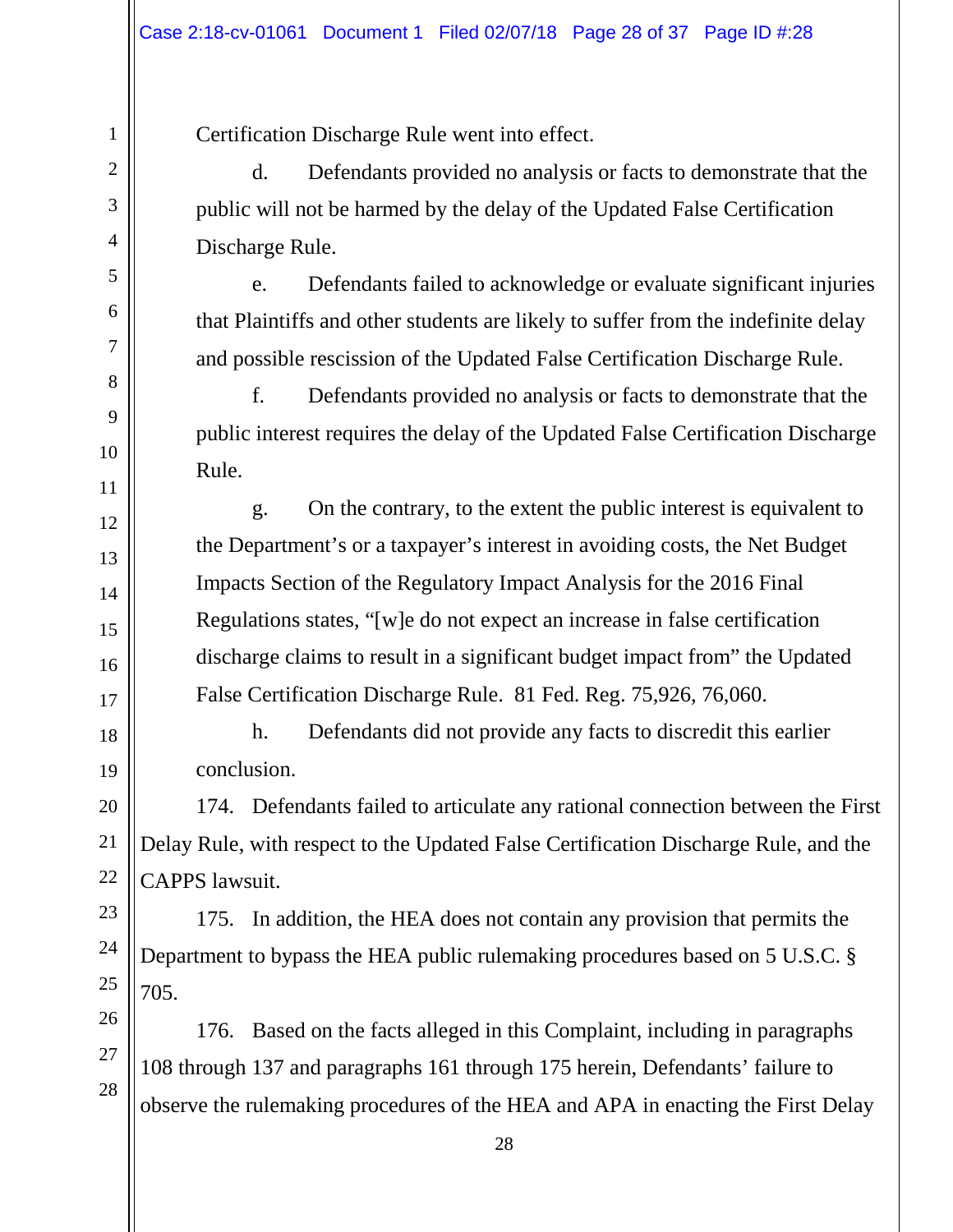Certification Discharge Rule went into effect.

d. Defendants provided no analysis or facts to demonstrate that the public will not be harmed by the delay of the Updated False Certification Discharge Rule.

e. Defendants failed to acknowledge or evaluate significant injuries that Plaintiffs and other students are likely to suffer from the indefinite delay and possible rescission of the Updated False Certification Discharge Rule.

f. Defendants provided no analysis or facts to demonstrate that the public interest requires the delay of the Updated False Certification Discharge Rule.

g. On the contrary, to the extent the public interest is equivalent to the Department's or a taxpayer's interest in avoiding costs, the Net Budget Impacts Section of the Regulatory Impact Analysis for the 2016 Final Regulations states, "[w]e do not expect an increase in false certification discharge claims to result in a significant budget impact from" the Updated False Certification Discharge Rule. 81 Fed. Reg. 75,926, 76,060.

h. Defendants did not provide any facts to discredit this earlier conclusion.

174. Defendants failed to articulate any rational connection between the First Delay Rule, with respect to the Updated False Certification Discharge Rule, and the CAPPS lawsuit.

175. In addition, the HEA does not contain any provision that permits the Department to bypass the HEA public rulemaking procedures based on 5 U.S.C. § 705.

176. Based on the facts alleged in this Complaint, including in paragraphs 108 through 137 and paragraphs 161 through 175 herein, Defendants' failure to observe the rulemaking procedures of the HEA and APA in enacting the First Delay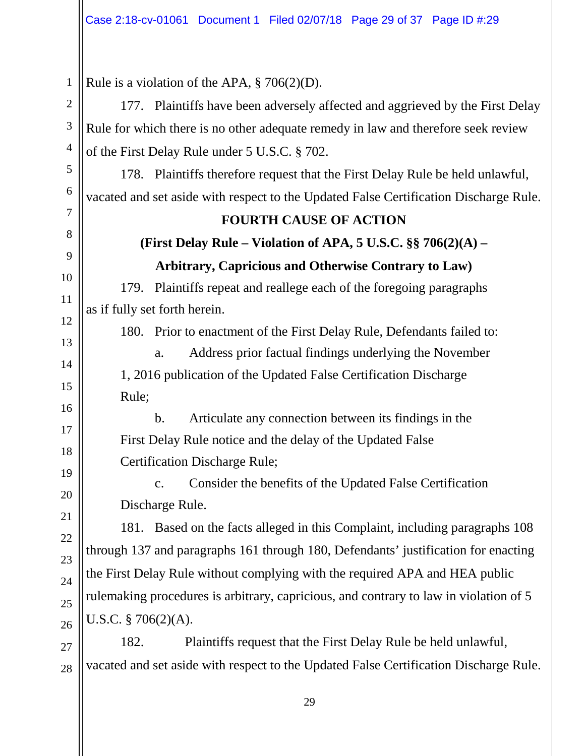Rule is a violation of the APA, § 706(2)(D).

177. Plaintiffs have been adversely affected and aggrieved by the First Delay Rule for which there is no other adequate remedy in law and therefore seek review of the First Delay Rule under 5 U.S.C. § 702.

178. Plaintiffs therefore request that the First Delay Rule be held unlawful, vacated and set aside with respect to the Updated False Certification Discharge Rule.

**FOURTH CAUSE OF ACTION**

**(First Delay Rule – Violation of APA, 5 U.S.C. §§ 706(2)(A) – Arbitrary, Capricious and Otherwise Contrary to Law)**

179. Plaintiffs repeat and reallege each of the foregoing paragraphs as if fully set forth herein.

180. Prior to enactment of the First Delay Rule, Defendants failed to:

a. Address prior factual findings underlying the November 1, 2016 publication of the Updated False Certification Discharge Rule;

b. Articulate any connection between its findings in the First Delay Rule notice and the delay of the Updated False Certification Discharge Rule;

c. Consider the benefits of the Updated False Certification Discharge Rule.

181. Based on the facts alleged in this Complaint, including paragraphs 108 through 137 and paragraphs 161 through 180, Defendants' justification for enacting the First Delay Rule without complying with the required APA and HEA public rulemaking procedures is arbitrary, capricious, and contrary to law in violation of 5 U.S.C. § 706(2)(A).

182. Plaintiffs request that the First Delay Rule be held unlawful, vacated and set aside with respect to the Updated False Certification Discharge Rule.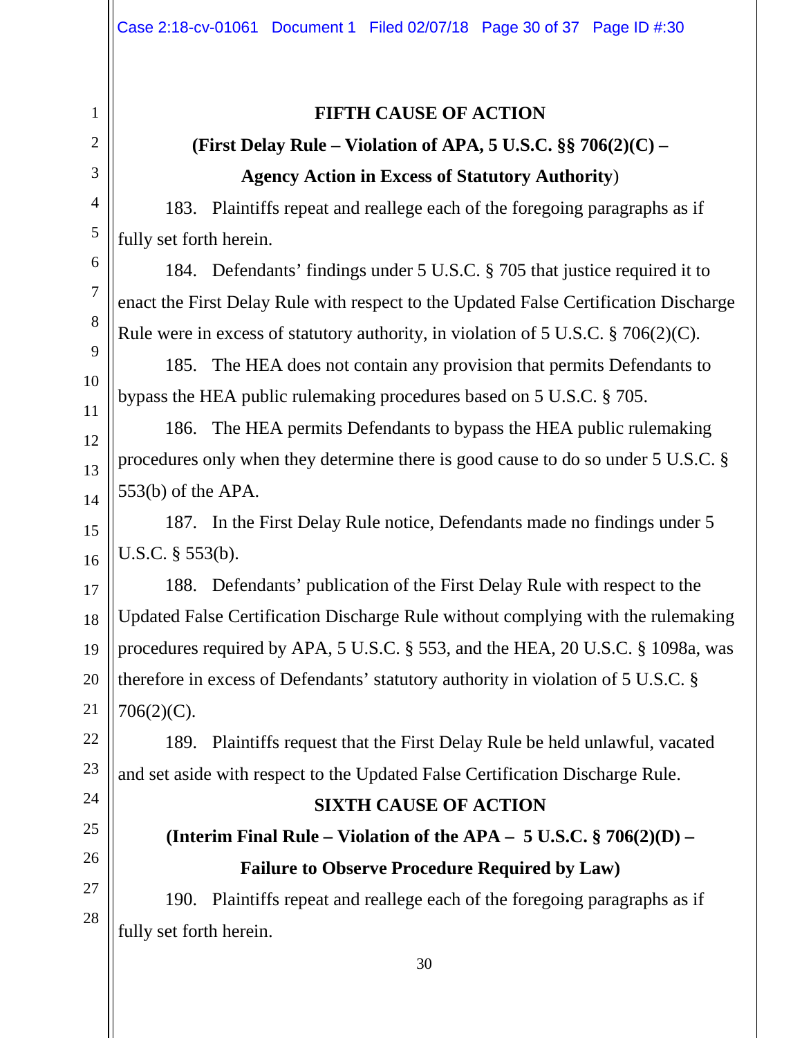## FIFTH CAUSE OF ACTION

### (First Delay Rule – Violation of APA, 5 U.S.C. §§ 706(2)(C) – Agency Action in Excess of Statutory Authority)

183. Plaintiffs repeat and reallege each of the foregoing paragraphs as if fully set forth herein.

184. Defendants' findings under 5 U.S.C. § 705 that justice required it to enact the First Delay Rule with respect to the Updated False Certification Discharge Rule were in excess of statutory authority, in violation of 5 U.S.C. § 706(2)(C).

185. The HEA does not contain any provision that permits Defendants to bypass the HEA public rulemaking procedures based on 5 U.S.C. § 705.

186. The HEA permits Defendants to bypass the HEA public rulemaking procedures only when they determine there is good cause to do so under 5 U.S.C. § 553(b) of the APA.

187. In the First Delay Rule notice, Defendants made no findings under 5 U.S.C. § 553(b).

188. Defendants' publication of the First Delay Rule with respect to the Updated False Certification Discharge Rule without complying with the rulemaking procedures required by APA, 5 U.S.C. § 553, and the HEA, 20 U.S.C. § 1098a, was therefore in excess of Defendants' statutory authority in violation of 5 U.S.C. § 706(2)(C).

189. Plaintiffs request that the First Delay Rule be held unlawful, vacated and set aside with respect to the Updated False Certification Discharge Rule.

## SIXTH CAUSE OF ACTION

### (Interim Final Rule – Violation of the APA – 5 U.S.C. § 706(2)(D) – Failure to Observe Procedure Required by Law)

190. Plaintiffs repeat and reallege each of the foregoing paragraphs as if fully set forth herein.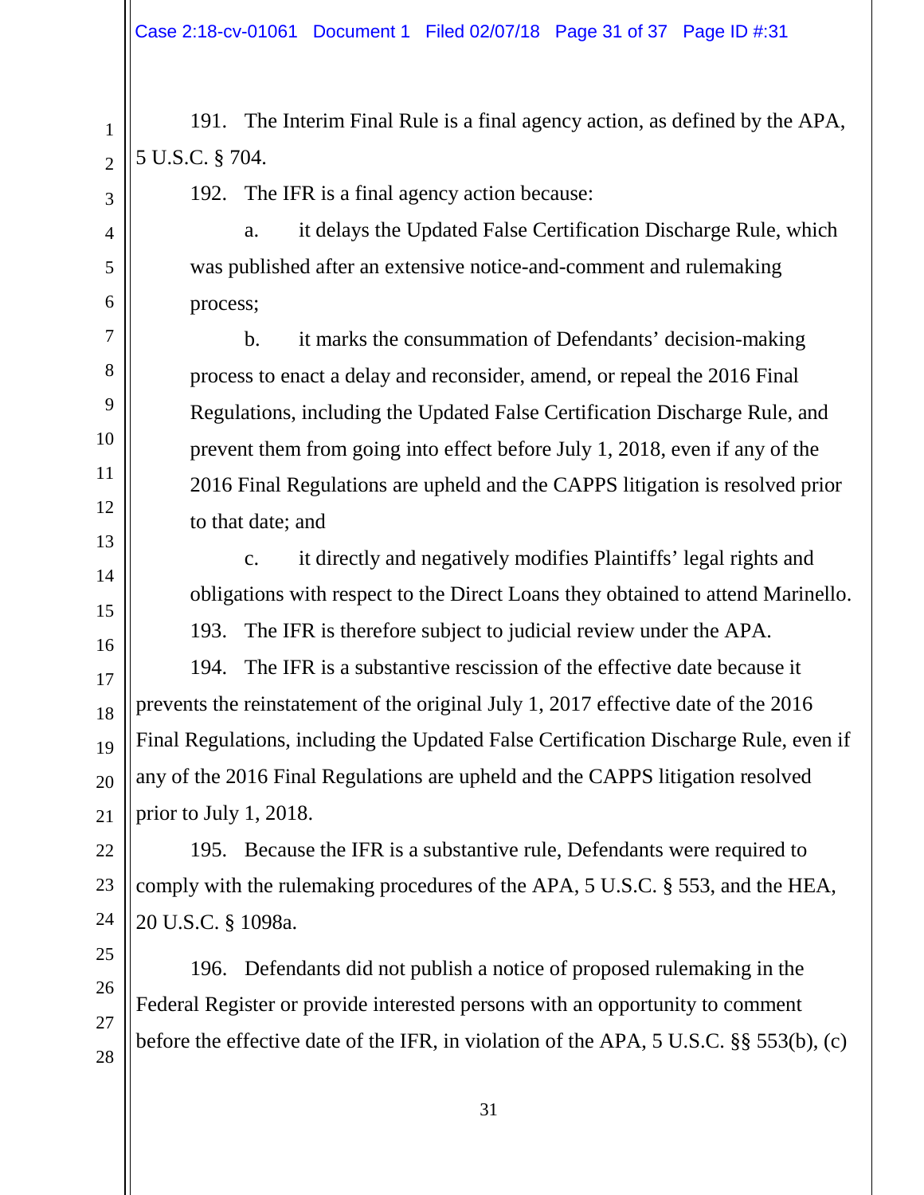191. The Interim Final Rule is a final agency action, as defined by the APA, 5 U.S.C. § 704.

192. The IFR is a final agency action because:

a. it delays the Updated False Certification Discharge Rule, which was published after an extensive notice-and-comment and rulemaking process;

b. it marks the consummation of Defendants' decision-making process to enact a delay and reconsider, amend, or repeal the 2016 Final Regulations, including the Updated False Certification Discharge Rule, and prevent them from going into effect before July 1, 2018, even if any of the 2016 Final Regulations are upheld and the CAPPS litigation is resolved prior to that date; and

c. it directly and negatively modifies Plaintiffs' legal rights and obligations with respect to the Direct Loans they obtained to attend Marinello.

193. The IFR is therefore subject to judicial review under the APA.

194. The IFR is a substantive rescission of the effective date because it prevents the reinstatement of the original July 1, 2017 effective date of the 2016 Final Regulations, including the Updated False Certification Discharge Rule, even if any of the 2016 Final Regulations are upheld and the CAPPS litigation resolved prior to July 1, 2018.

195. Because the IFR is a substantive rule, Defendants were required to comply with the rulemaking procedures of the APA, 5 U.S.C. § 553, and the HEA, 20 U.S.C. § 1098a.

196. Defendants did not publish a notice of proposed rulemaking in the Federal Register or provide interested persons with an opportunity to comment before the effective date of the IFR, in violation of the APA, 5 U.S.C. §§ 553(b), (c)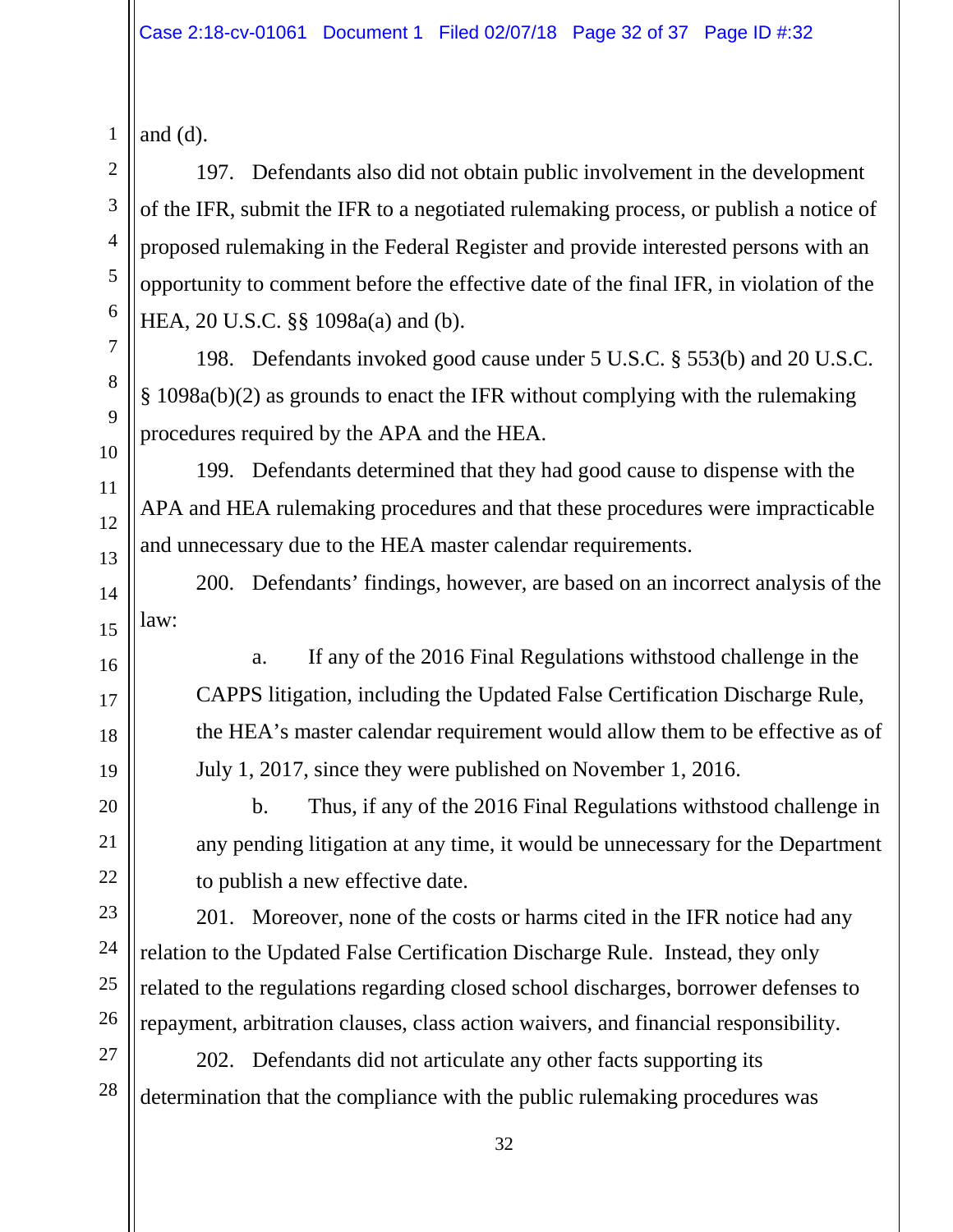and (d).

197. Defendants also did not obtain public involvement in the development of the IFR, submit the IFR to a negotiated rulemaking process, or publish a notice of proposed rulemaking in the Federal Register and provide interested persons with an opportunity to comment before the effective date of the final IFR, in violation of the HEA, 20 U.S.C. §§ 1098a(a) and (b).

198. Defendants invoked good cause under 5 U.S.C. § 553(b) and 20 U.S.C. § 1098a(b)(2) as grounds to enact the IFR without complying with the rulemaking procedures required by the APA and the HEA.

199. Defendants determined that they had good cause to dispense with the APA and HEA rulemaking procedures and that these procedures were impracticable and unnecessary due to the HEA master calendar requirements.

200. Defendants' findings, however, are based on an incorrect analysis of the law:

a. If any of the 2016 Final Regulations withstood challenge in the CAPPS litigation, including the Updated False Certification Discharge Rule, the HEA's master calendar requirement would allow them to be effective as of July 1, 2017, since they were published on November 1, 2016.

b. Thus, if any of the 2016 Final Regulations withstood challenge in any pending litigation at any time, it would be unnecessary for the Department to publish a new effective date.

201. Moreover, none of the costs or harms cited in the IFR notice had any relation to the Updated False Certification Discharge Rule. Instead, they only related to the regulations regarding closed school discharges, borrower defenses to repayment, arbitration clauses, class action waivers, and financial responsibility.

202. Defendants did not articulate any other facts supporting its determination that the compliance with the public rulemaking procedures was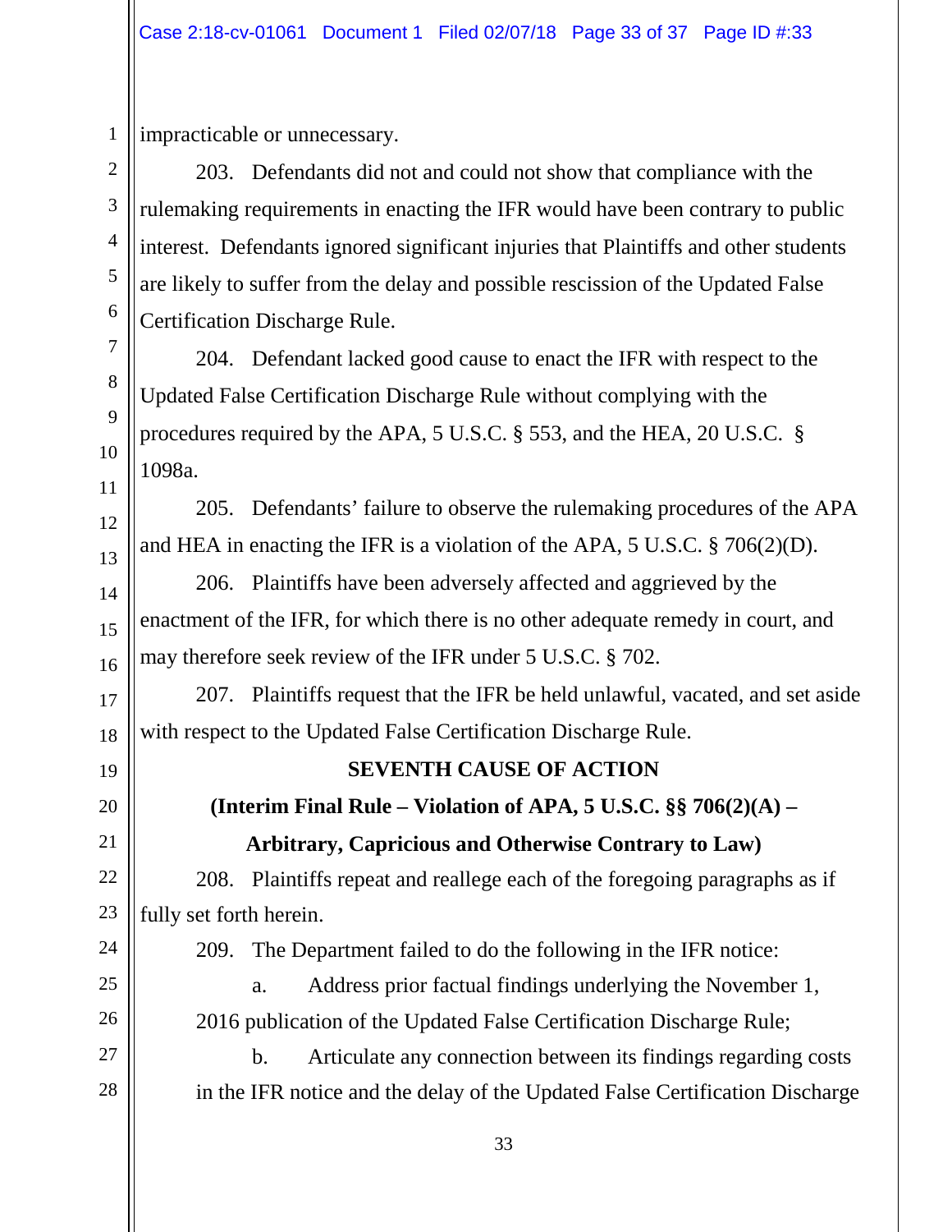impracticable or unnecessary.

203. Defendants did not and could not show that compliance with the rulemaking requirements in enacting the IFR would have been contrary to public interest. Defendants ignored significant injuries that Plaintiffs and other students are likely to suffer from the delay and possible rescission of the Updated False Certification Discharge Rule.

204. Defendant lacked good cause to enact the IFR with respect to the Updated False Certification Discharge Rule without complying with the procedures required by the APA, 5 U.S.C. § 553, and the HEA, 20 U.S.C. § 1098a.

205. Defendants' failure to observe the rulemaking procedures of the APA and HEA in enacting the IFR is a violation of the APA, 5 U.S.C. § 706(2)(D).

206. Plaintiffs have been adversely affected and aggrieved by the enactment of the IFR, for which there is no other adequate remedy in court, and may therefore seek review of the IFR under 5 U.S.C. § 702.

207. Plaintiffs request that the IFR be held unlawful, vacated, and set aside with respect to the Updated False Certification Discharge Rule.

**SEVENTH CAUSE OF ACTION**

**(Interim Final Rule – Violation of APA, 5 U.S.C. §§ 706(2)(A) – Arbitrary, Capricious and Otherwise Contrary to Law)**

208. Plaintiffs repeat and reallege each of the foregoing paragraphs as if fully set forth herein.

209. The Department failed to do the following in the IFR notice:

a. Address prior factual findings underlying the November 1, 2016 publication of the Updated False Certification Discharge Rule;

b. Articulate any connection between its findings regarding costs in the IFR notice and the delay of the Updated False Certification Discharge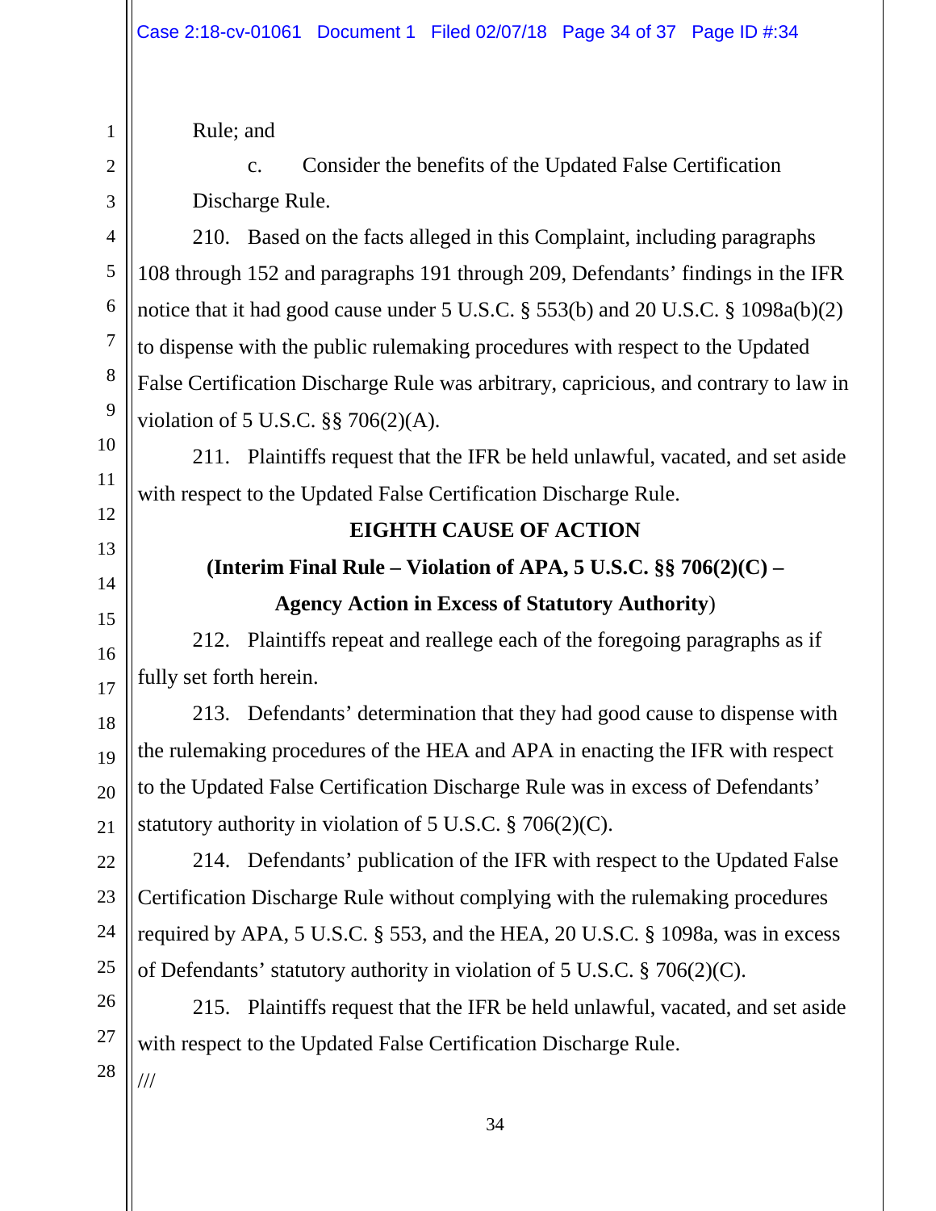Rule; and

c. Consider the benefits of the Updated False Certification Discharge Rule.

210. Based on the facts alleged in this Complaint, including paragraphs 108 through 152 and paragraphs 191 through 209, Defendants' findings in the IFR notice that it had good cause under 5 U.S.C. § 553(b) and 20 U.S.C. § 1098a(b)(2) to dispense with the public rulemaking procedures with respect to the Updated False Certification Discharge Rule was arbitrary, capricious, and contrary to law in violation of 5 U.S.C. §§ 706(2)(A).

211. Plaintiffs request that the IFR be held unlawful, vacated, and set aside with respect to the Updated False Certification Discharge Rule.

## EIGHTH CAUSE OF ACTION

**(Interim Final Rule – Violation of APA, 5 U.S.C. §§ 706(2)(C) – Agency Action in Excess of Statutory Authority)**

212. Plaintiffs repeat and reallege each of the foregoing paragraphs as if fully set forth herein.

213. Defendants' determination that they had good cause to dispense with the rulemaking procedures of the HEA and APA in enacting the IFR with respect to the Updated False Certification Discharge Rule was in excess of Defendants' statutory authority in violation of 5 U.S.C. § 706(2)(C).

214. Defendants' publication of the IFR with respect to the Updated False Certification Discharge Rule without complying with the rulemaking procedures required by APA, 5 U.S.C. § 553, and the HEA, 20 U.S.C. § 1098a, was in excess of Defendants' statutory authority in violation of 5 U.S.C. § 706(2)(C).

215. Plaintiffs request that the IFR be held unlawful, vacated, and set aside with respect to the Updated False Certification Discharge Rule.

///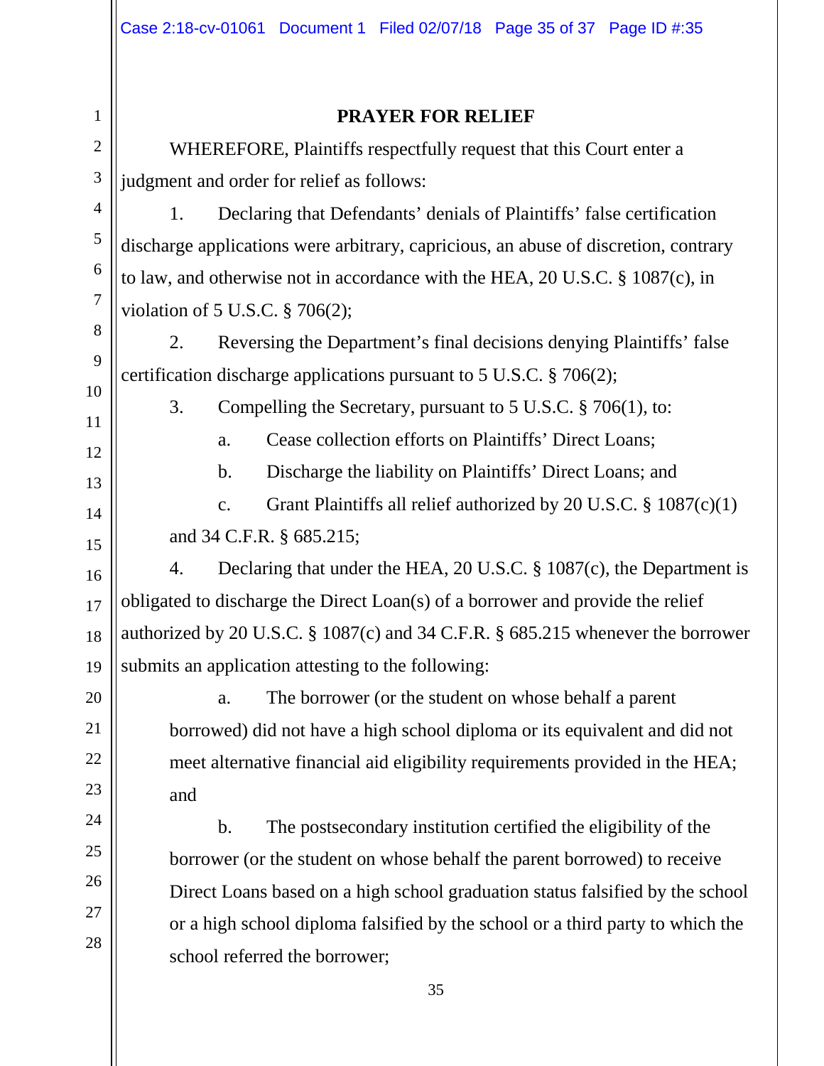## PRAYER FOR RELIEF

WHEREFORE, Plaintiffs respectfully request that this Court enter a judgment and order for relief as follows:

1. Declaring that Defendants' denials of Plaintiffs' false certification discharge applications were arbitrary, capricious, an abuse of discretion, contrary to law, and otherwise not in accordance with the HEA, 20 U.S.C. § 1087(c), in violation of 5 U.S.C. § 706(2);

2. Reversing the Department's final decisions denying Plaintiffs' false certification discharge applications pursuant to 5 U.S.C. § 706(2);

3. Compelling the Secretary, pursuant to 5 U.S.C. § 706(1), to:

   a. Cease collection efforts on Plaintiffs' Direct Loans;

   b. Discharge the liability on Plaintiffs' Direct Loans; and

   c. Grant Plaintiffs all relief authorized by 20 U.S.C. § 1087(c)(1) and 34 C.F.R. § 685.215;

4. Declaring that under the HEA, 20 U.S.C. § 1087(c), the Department is obligated to discharge the Direct Loan(s) of a borrower and provide the relief authorized by 20 U.S.C. § 1087(c) and 34 C.F.R. § 685.215 whenever the borrower submits an application attesting to the following:

   a. The borrower (or the student on whose behalf a parent borrowed) did not have a high school diploma or its equivalent and did not meet alternative financial aid eligibility requirements provided in the HEA; and

   b. The postsecondary institution certified the eligibility of the borrower (or the student on whose behalf the parent borrowed) to receive Direct Loans based on a high school graduation status falsified by the school or a high school diploma falsified by the school or a third party to which the school referred the borrower;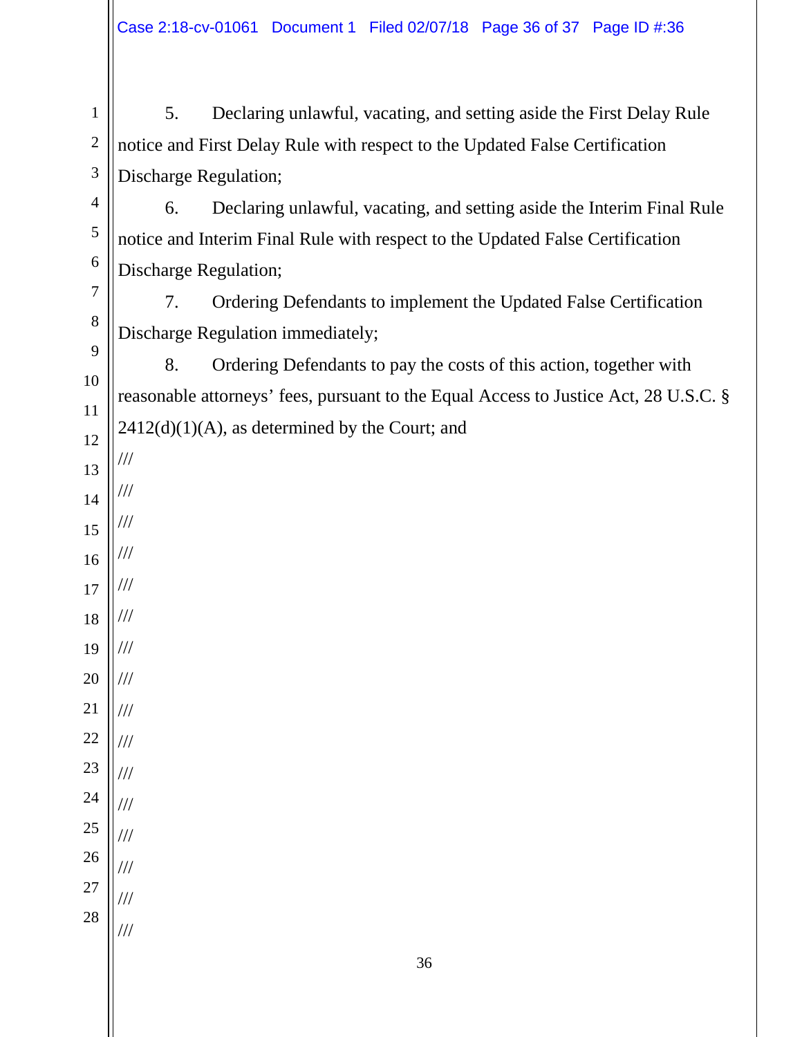5. Declaring unlawful, vacating, and setting aside the First Delay Rule notice and First Delay Rule with respect to the Updated False Certification Discharge Regulation;

6. Declaring unlawful, vacating, and setting aside the Interim Final Rule notice and Interim Final Rule with respect to the Updated False Certification Discharge Regulation;

7. Ordering Defendants to implement the Updated False Certification Discharge Regulation immediately;

8. Ordering Defendants to pay the costs of this action, together with reasonable attorneys' fees, pursuant to the Equal Access to Justice Act, 28 U.S.C. § 2412(d)(1)(A), as determined by the Court; and

///

///

///

///

///

///

///

///

///

///

///

///

///

///

///

///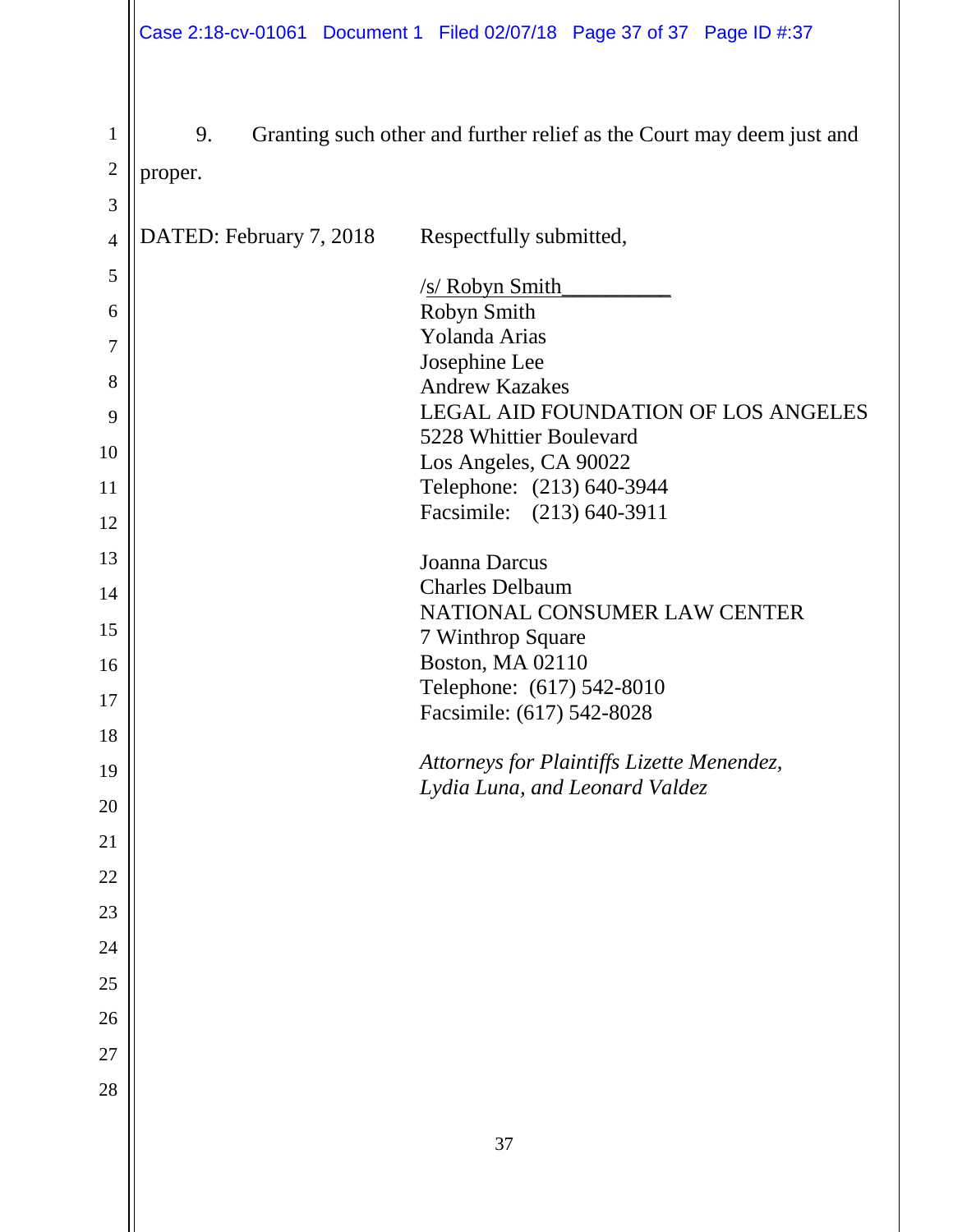9. Granting such other and further relief as the Court may deem just and proper.

DATED: February 7, 2018

Respectfully submitted,

/s/ Robyn Smith__________
Robyn Smith
Yolanda Arias
Josephine Lee
Andrew Kazakes
LEGAL AID FOUNDATION OF LOS ANGELES
5228 Whittier Boulevard
Los Angeles, CA 90022
Telephone: (213) 640-3944
Facsimile: (213) 640-3911

Joanna Darcus
Charles Delbaum
NATIONAL CONSUMER LAW CENTER
7 Winthrop Square
Boston, MA 02110
Telephone: (617) 542-8010
Facsimile: (617) 542-8028

*Attorneys for Plaintiffs Lizette Menendez, Lydia Luna, and Leonard Valdez*